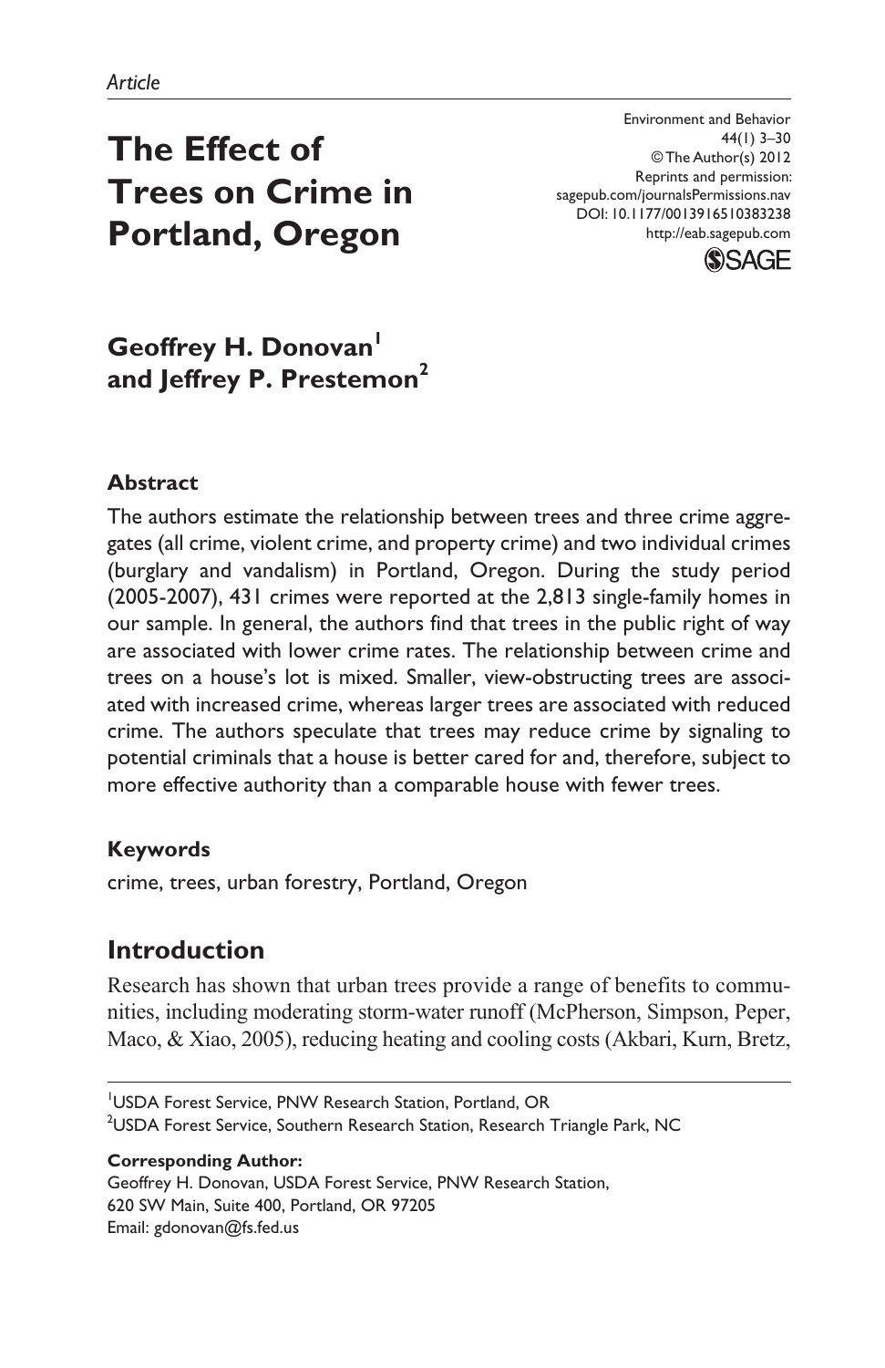*Article*

# The Effect of Trees on Crime in Portland, Oregon

Environment and Behavior
44(1) 3–30
© The Author(s) 2012
Reprints and permission:
sagepub.com/journalsPermissions.nav
DOI: 10.1177/0013916510383238
http://eab.sagepub.com

**Geoffrey H. Donovan[1] and Jeffrey P. Prestemon[2]**

### Abstract

The authors estimate the relationship between trees and three crime aggregates (all crime, violent crime, and property crime) and two individual crimes (burglary and vandalism) in Portland, Oregon. During the study period (2005-2007), 431 crimes were reported at the 2,813 single-family homes in our sample. In general, the authors find that trees in the public right of way are associated with lower crime rates. The relationship between crime and trees on a house's lot is mixed. Smaller, view-obstructing trees are associated with increased crime, whereas larger trees are associated with reduced crime. The authors speculate that trees may reduce crime by signaling to potential criminals that a house is better cared for and, therefore, subject to more effective authority than a comparable house with fewer trees.

### Keywords

crime, trees, urban forestry, Portland, Oregon

## Introduction

Research has shown that urban trees provide a range of benefits to communities, including moderating storm-water runoff (McPherson, Simpson, Peper, Maco, & Xiao, 2005), reducing heating and cooling costs (Akbari, Kurn, Bretz,

[1]USDA Forest Service, PNW Research Station, Portland, OR
[2]USDA Forest Service, Southern Research Station, Research Triangle Park, NC

**Corresponding Author:**
Geoffrey H. Donovan, USDA Forest Service, PNW Research Station, 620 SW Main, Suite 400, Portland, OR 97205
Email: gdonovan@fs.fed.us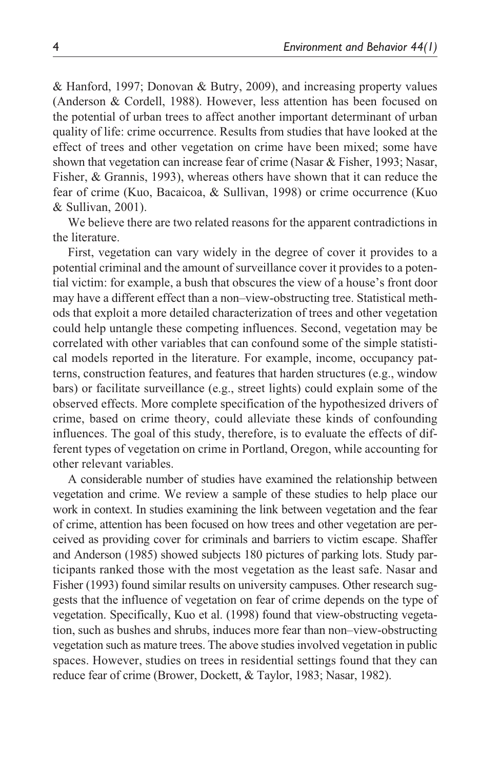& Hanford, 1997; Donovan & Butry, 2009), and increasing property values (Anderson & Cordell, 1988). However, less attention has been focused on the potential of urban trees to affect another important determinant of urban quality of life: crime occurrence. Results from studies that have looked at the effect of trees and other vegetation on crime have been mixed; some have shown that vegetation can increase fear of crime (Nasar & Fisher, 1993; Nasar, Fisher, & Grannis, 1993), whereas others have shown that it can reduce the fear of crime (Kuo, Bacaicoa, & Sullivan, 1998) or crime occurrence (Kuo & Sullivan, 2001).

We believe there are two related reasons for the apparent contradictions in the literature.

First, vegetation can vary widely in the degree of cover it provides to a potential criminal and the amount of surveillance cover it provides to a potential victim: for example, a bush that obscures the view of a house's front door may have a different effect than a non–view-obstructing tree. Statistical methods that exploit a more detailed characterization of trees and other vegetation could help untangle these competing influences. Second, vegetation may be correlated with other variables that can confound some of the simple statistical models reported in the literature. For example, income, occupancy patterns, construction features, and features that harden structures (e.g., window bars) or facilitate surveillance (e.g., street lights) could explain some of the observed effects. More complete specification of the hypothesized drivers of crime, based on crime theory, could alleviate these kinds of confounding influences. The goal of this study, therefore, is to evaluate the effects of different types of vegetation on crime in Portland, Oregon, while accounting for other relevant variables.

A considerable number of studies have examined the relationship between vegetation and crime. We review a sample of these studies to help place our work in context. In studies examining the link between vegetation and the fear of crime, attention has been focused on how trees and other vegetation are perceived as providing cover for criminals and barriers to victim escape. Shaffer and Anderson (1985) showed subjects 180 pictures of parking lots. Study participants ranked those with the most vegetation as the least safe. Nasar and Fisher (1993) found similar results on university campuses. Other research suggests that the influence of vegetation on fear of crime depends on the type of vegetation. Specifically, Kuo et al. (1998) found that view-obstructing vegetation, such as bushes and shrubs, induces more fear than non–view-obstructing vegetation such as mature trees. The above studies involved vegetation in public spaces. However, studies on trees in residential settings found that they can reduce fear of crime (Brower, Dockett, & Taylor, 1983; Nasar, 1982).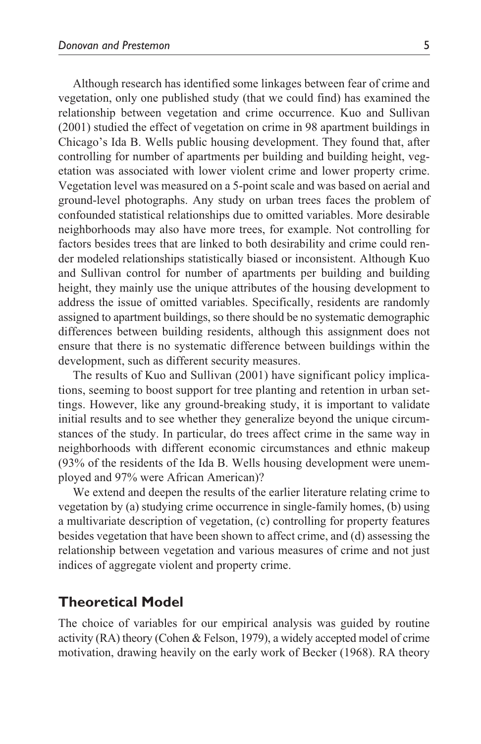Although research has identified some linkages between fear of crime and vegetation, only one published study (that we could find) has examined the relationship between vegetation and crime occurrence. Kuo and Sullivan (2001) studied the effect of vegetation on crime in 98 apartment buildings in Chicago's Ida B. Wells public housing development. They found that, after controlling for number of apartments per building and building height, vegetation was associated with lower violent crime and lower property crime. Vegetation level was measured on a 5-point scale and was based on aerial and ground-level photographs. Any study on urban trees faces the problem of confounded statistical relationships due to omitted variables. More desirable neighborhoods may also have more trees, for example. Not controlling for factors besides trees that are linked to both desirability and crime could render modeled relationships statistically biased or inconsistent. Although Kuo and Sullivan control for number of apartments per building and building height, they mainly use the unique attributes of the housing development to address the issue of omitted variables. Specifically, residents are randomly assigned to apartment buildings, so there should be no systematic demographic differences between building residents, although this assignment does not ensure that there is no systematic difference between buildings within the development, such as different security measures.

The results of Kuo and Sullivan (2001) have significant policy implications, seeming to boost support for tree planting and retention in urban settings. However, like any ground-breaking study, it is important to validate initial results and to see whether they generalize beyond the unique circumstances of the study. In particular, do trees affect crime in the same way in neighborhoods with different economic circumstances and ethnic makeup (93% of the residents of the Ida B. Wells housing development were unemployed and 97% were African American)?

We extend and deepen the results of the earlier literature relating crime to vegetation by (a) studying crime occurrence in single-family homes, (b) using a multivariate description of vegetation, (c) controlling for property features besides vegetation that have been shown to affect crime, and (d) assessing the relationship between vegetation and various measures of crime and not just indices of aggregate violent and property crime.

## Theoretical Model

The choice of variables for our empirical analysis was guided by routine activity (RA) theory (Cohen & Felson, 1979), a widely accepted model of crime motivation, drawing heavily on the early work of Becker (1968). RA theory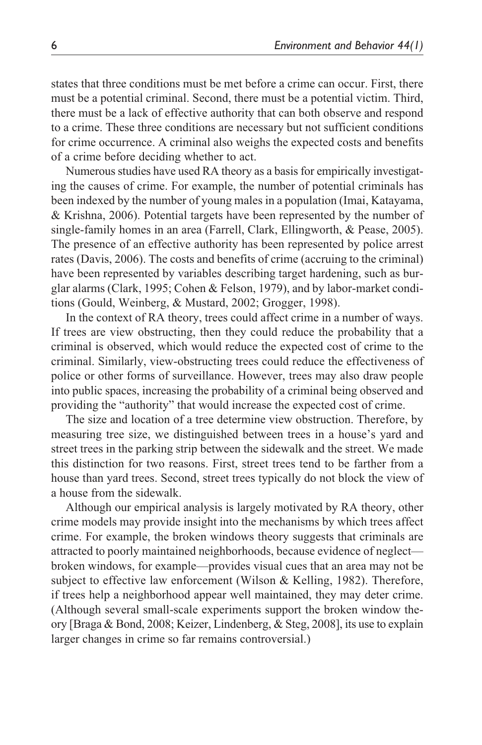states that three conditions must be met before a crime can occur. First, there must be a potential criminal. Second, there must be a potential victim. Third, there must be a lack of effective authority that can both observe and respond to a crime. These three conditions are necessary but not sufficient conditions for crime occurrence. A criminal also weighs the expected costs and benefits of a crime before deciding whether to act.

Numerous studies have used RA theory as a basis for empirically investigating the causes of crime. For example, the number of potential criminals has been indexed by the number of young males in a population (Imai, Katayama, & Krishna, 2006). Potential targets have been represented by the number of single-family homes in an area (Farrell, Clark, Ellingworth, & Pease, 2005). The presence of an effective authority has been represented by police arrest rates (Davis, 2006). The costs and benefits of crime (accruing to the criminal) have been represented by variables describing target hardening, such as burglar alarms (Clark, 1995; Cohen & Felson, 1979), and by labor-market conditions (Gould, Weinberg, & Mustard, 2002; Grogger, 1998).

In the context of RA theory, trees could affect crime in a number of ways. If trees are view obstructing, then they could reduce the probability that a criminal is observed, which would reduce the expected cost of crime to the criminal. Similarly, view-obstructing trees could reduce the effectiveness of police or other forms of surveillance. However, trees may also draw people into public spaces, increasing the probability of a criminal being observed and providing the "authority" that would increase the expected cost of crime.

The size and location of a tree determine view obstruction. Therefore, by measuring tree size, we distinguished between trees in a house's yard and street trees in the parking strip between the sidewalk and the street. We made this distinction for two reasons. First, street trees tend to be farther from a house than yard trees. Second, street trees typically do not block the view of a house from the sidewalk.

Although our empirical analysis is largely motivated by RA theory, other crime models may provide insight into the mechanisms by which trees affect crime. For example, the broken windows theory suggests that criminals are attracted to poorly maintained neighborhoods, because evidence of neglect—broken windows, for example—provides visual cues that an area may not be subject to effective law enforcement (Wilson & Kelling, 1982). Therefore, if trees help a neighborhood appear well maintained, they may deter crime. (Although several small-scale experiments support the broken window theory [Braga & Bond, 2008; Keizer, Lindenberg, & Steg, 2008], its use to explain larger changes in crime so far remains controversial.)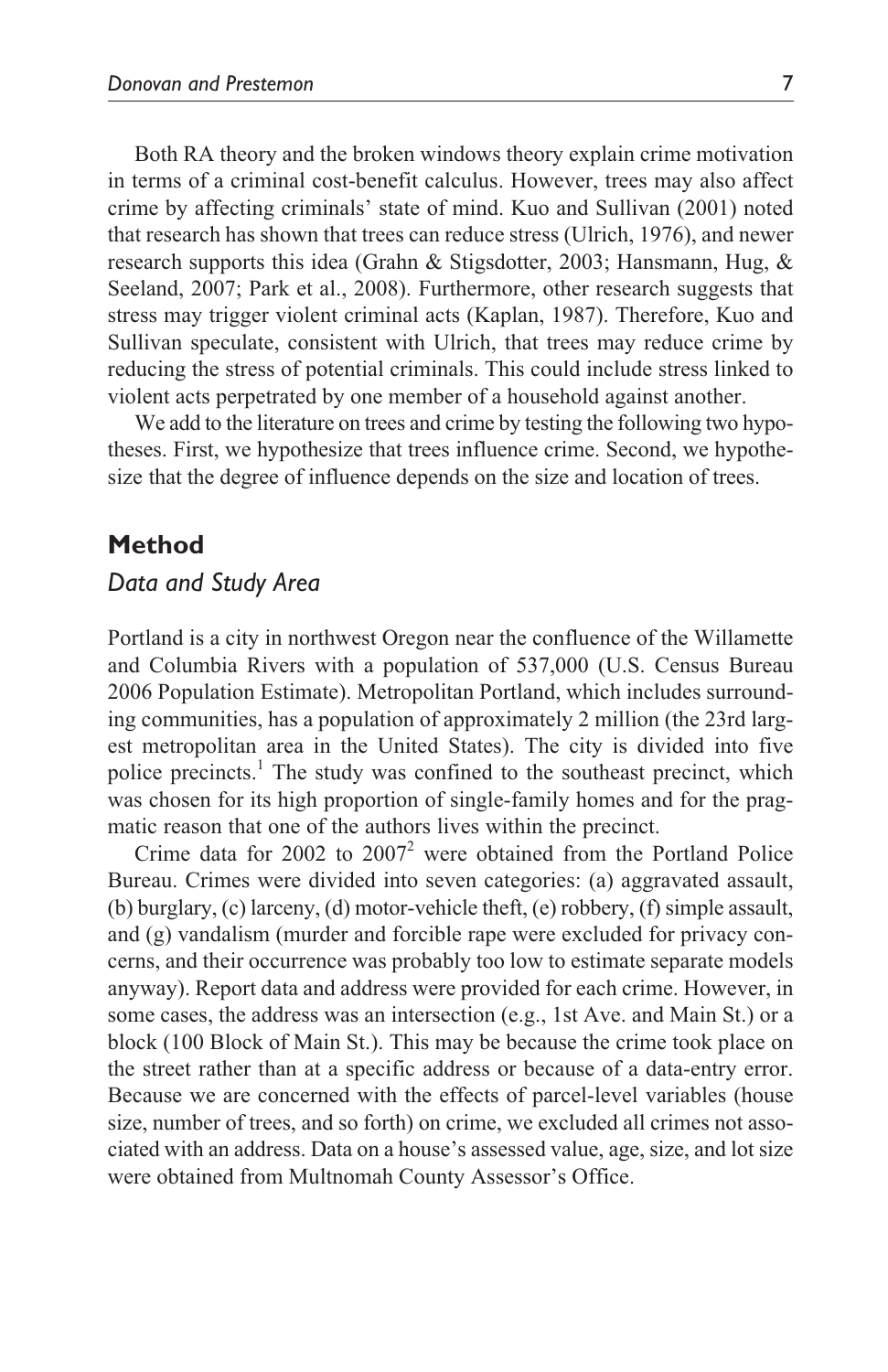Both RA theory and the broken windows theory explain crime motivation in terms of a criminal cost-benefit calculus. However, trees may also affect crime by affecting criminals' state of mind. Kuo and Sullivan (2001) noted that research has shown that trees can reduce stress (Ulrich, 1976), and newer research supports this idea (Grahn & Stigsdotter, 2003; Hansmann, Hug, & Seeland, 2007; Park et al., 2008). Furthermore, other research suggests that stress may trigger violent criminal acts (Kaplan, 1987). Therefore, Kuo and Sullivan speculate, consistent with Ulrich, that trees may reduce crime by reducing the stress of potential criminals. This could include stress linked to violent acts perpetrated by one member of a household against another.

We add to the literature on trees and crime by testing the following two hypotheses. First, we hypothesize that trees influence crime. Second, we hypothesize that the degree of influence depends on the size and location of trees.

## Method

### *Data and Study Area*

Portland is a city in northwest Oregon near the confluence of the Willamette and Columbia Rivers with a population of 537,000 (U.S. Census Bureau 2006 Population Estimate). Metropolitan Portland, which includes surrounding communities, has a population of approximately 2 million (the 23rd largest metropolitan area in the United States). The city is divided into five police precincts.[1] The study was confined to the southeast precinct, which was chosen for its high proportion of single-family homes and for the pragmatic reason that one of the authors lives within the precinct.

Crime data for 2002 to 2007[2] were obtained from the Portland Police Bureau. Crimes were divided into seven categories: (a) aggravated assault, (b) burglary, (c) larceny, (d) motor-vehicle theft, (e) robbery, (f) simple assault, and (g) vandalism (murder and forcible rape were excluded for privacy concerns, and their occurrence was probably too low to estimate separate models anyway). Report data and address were provided for each crime. However, in some cases, the address was an intersection (e.g., 1st Ave. and Main St.) or a block (100 Block of Main St.). This may be because the crime took place on the street rather than at a specific address or because of a data-entry error. Because we are concerned with the effects of parcel-level variables (house size, number of trees, and so forth) on crime, we excluded all crimes not associated with an address. Data on a house's assessed value, age, size, and lot size were obtained from Multnomah County Assessor's Office.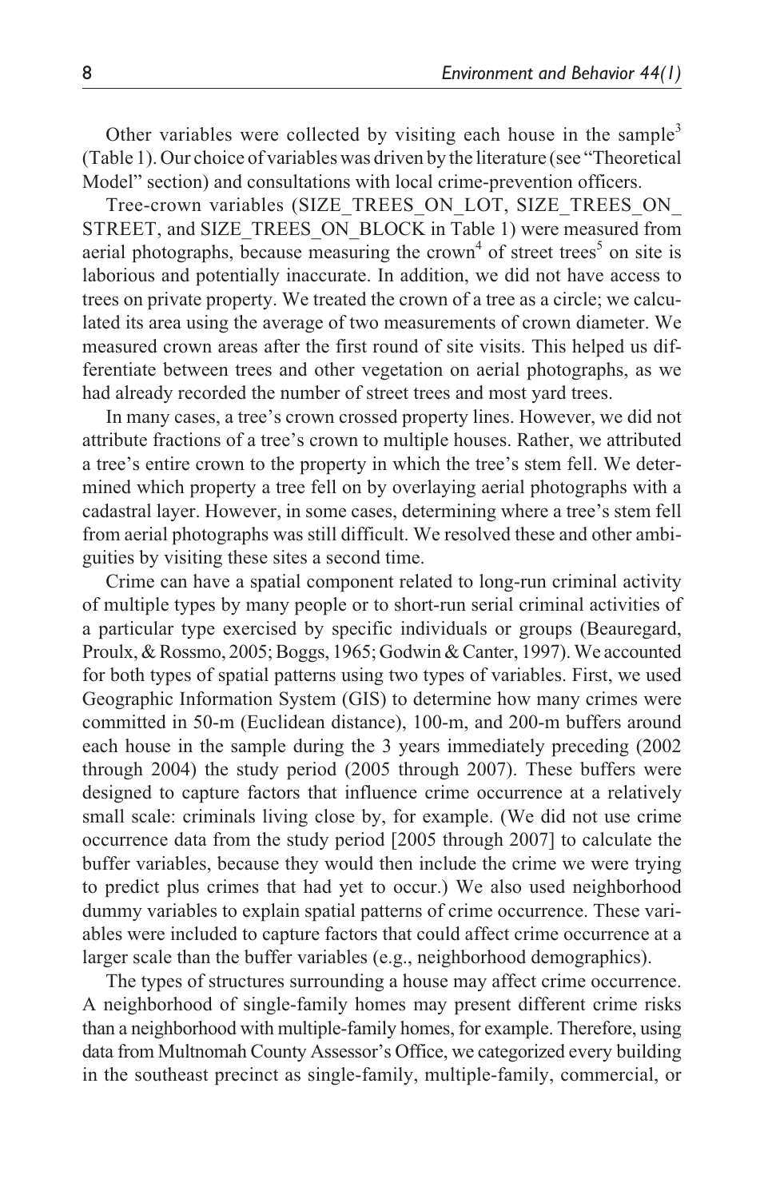Other variables were collected by visiting each house in the sample[3] (Table 1). Our choice of variables was driven by the literature (see "Theoretical Model" section) and consultations with local crime-prevention officers.

Tree-crown variables (SIZE_TREES_ON_LOT, SIZE_TREES_ON_STREET, and SIZE_TREES_ON_BLOCK in Table 1) were measured from aerial photographs, because measuring the crown[4] of street trees[5] on site is laborious and potentially inaccurate. In addition, we did not have access to trees on private property. We treated the crown of a tree as a circle; we calculated its area using the average of two measurements of crown diameter. We measured crown areas after the first round of site visits. This helped us differentiate between trees and other vegetation on aerial photographs, as we had already recorded the number of street trees and most yard trees.

In many cases, a tree's crown crossed property lines. However, we did not attribute fractions of a tree's crown to multiple houses. Rather, we attributed a tree's entire crown to the property in which the tree's stem fell. We determined which property a tree fell on by overlaying aerial photographs with a cadastral layer. However, in some cases, determining where a tree's stem fell from aerial photographs was still difficult. We resolved these and other ambiguities by visiting these sites a second time.

Crime can have a spatial component related to long-run criminal activity of multiple types by many people or to short-run serial criminal activities of a particular type exercised by specific individuals or groups (Beauregard, Proulx, & Rossmo, 2005; Boggs, 1965; Godwin & Canter, 1997). We accounted for both types of spatial patterns using two types of variables. First, we used Geographic Information System (GIS) to determine how many crimes were committed in 50-m (Euclidean distance), 100-m, and 200-m buffers around each house in the sample during the 3 years immediately preceding (2002 through 2004) the study period (2005 through 2007). These buffers were designed to capture factors that influence crime occurrence at a relatively small scale: criminals living close by, for example. (We did not use crime occurrence data from the study period [2005 through 2007] to calculate the buffer variables, because they would then include the crime we were trying to predict plus crimes that had yet to occur.) We also used neighborhood dummy variables to explain spatial patterns of crime occurrence. These variables were included to capture factors that could affect crime occurrence at a larger scale than the buffer variables (e.g., neighborhood demographics).

The types of structures surrounding a house may affect crime occurrence. A neighborhood of single-family homes may present different crime risks than a neighborhood with multiple-family homes, for example. Therefore, using data from Multnomah County Assessor's Office, we categorized every building in the southeast precinct as single-family, multiple-family, commercial, or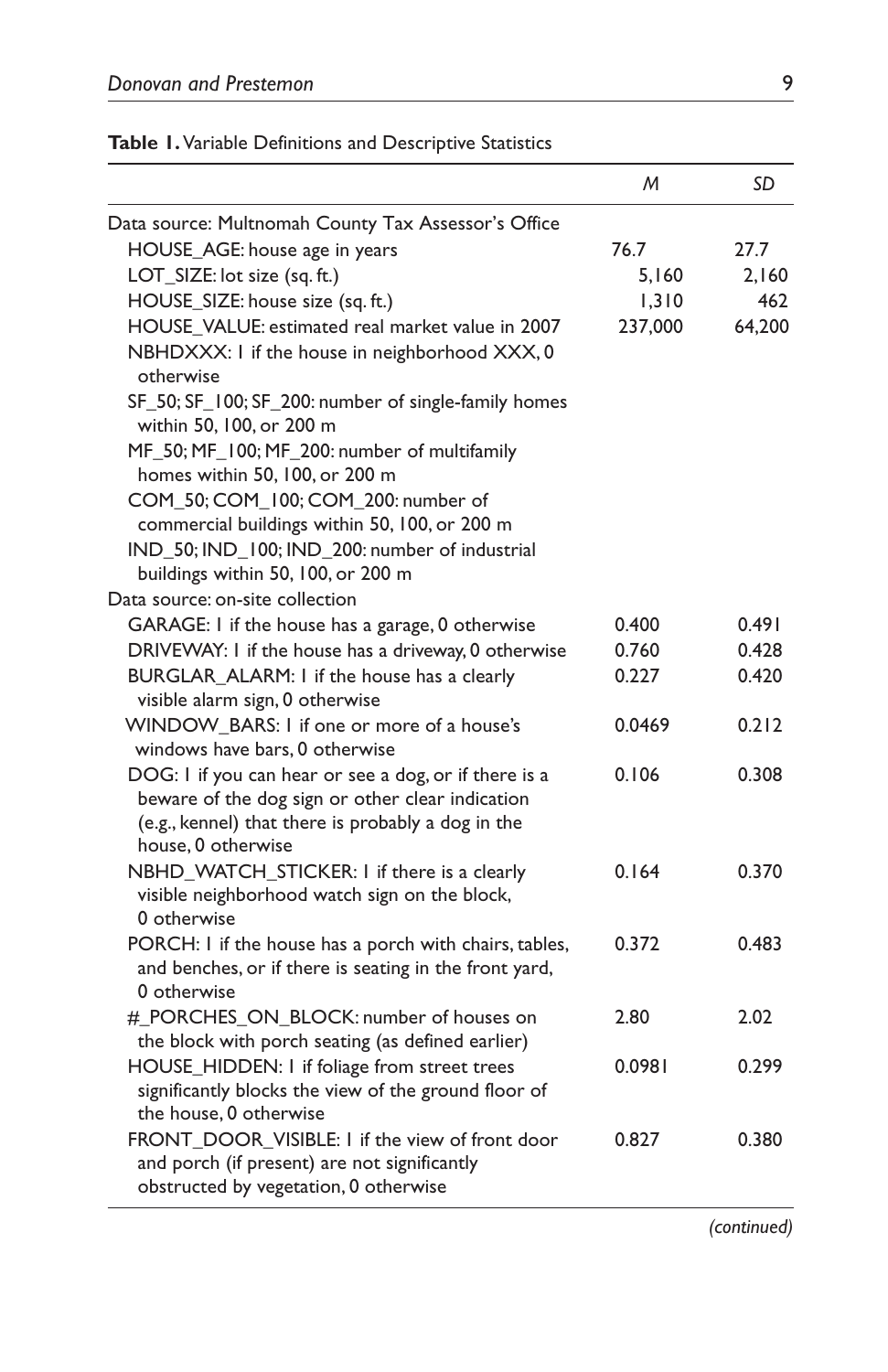**Table 1.** Variable Definitions and Descriptive Statistics

| | *M* | *SD* |
|---|---|---|
| Data source: Multnomah County Tax Assessor's Office | | |
| HOUSE_AGE: house age in years | 76.7 | 27.7 |
| LOT_SIZE: lot size (sq. ft.) | 5,160 | 2,160 |
| HOUSE_SIZE: house size (sq. ft.) | 1,310 | 462 |
| HOUSE_VALUE: estimated real market value in 2007 | 237,000 | 64,200 |
| NBHDXXX: 1 if the house in neighborhood XXX, 0 otherwise | | |
| SF_50; SF_100; SF_200: number of single-family homes within 50, 100, or 200 m | | |
| MF_50; MF_100; MF_200: number of multifamily homes within 50, 100, or 200 m | | |
| COM_50; COM_100; COM_200: number of commercial buildings within 50, 100, or 200 m | | |
| IND_50; IND_100; IND_200: number of industrial buildings within 50, 100, or 200 m | | |
| Data source: on-site collection | | |
| GARAGE: 1 if the house has a garage, 0 otherwise | 0.400 | 0.491 |
| DRIVEWAY: 1 if the house has a driveway, 0 otherwise | 0.760 | 0.428 |
| BURGLAR_ALARM: 1 if the house has a clearly visible alarm sign, 0 otherwise | 0.227 | 0.420 |
| WINDOW_BARS: 1 if one or more of a house's windows have bars, 0 otherwise | 0.0469 | 0.212 |
| DOG: 1 if you can hear or see a dog, or if there is a beware of the dog sign or other clear indication (e.g., kennel) that there is probably a dog in the house, 0 otherwise | 0.106 | 0.308 |
| NBHD_WATCH_STICKER: 1 if there is a clearly visible neighborhood watch sign on the block, 0 otherwise | 0.164 | 0.370 |
| PORCH: 1 if the house has a porch with chairs, tables, and benches, or if there is seating in the front yard, 0 otherwise | 0.372 | 0.483 |
| #_PORCHES_ON_BLOCK: number of houses on the block with porch seating (as defined earlier) | 2.80 | 2.02 |
| HOUSE_HIDDEN: 1 if foliage from street trees significantly blocks the view of the ground floor of the house, 0 otherwise | 0.0981 | 0.299 |
| FRONT_DOOR_VISIBLE: 1 if the view of front door and porch (if present) are not significantly obstructed by vegetation, 0 otherwise | 0.827 | 0.380 |

*(continued)*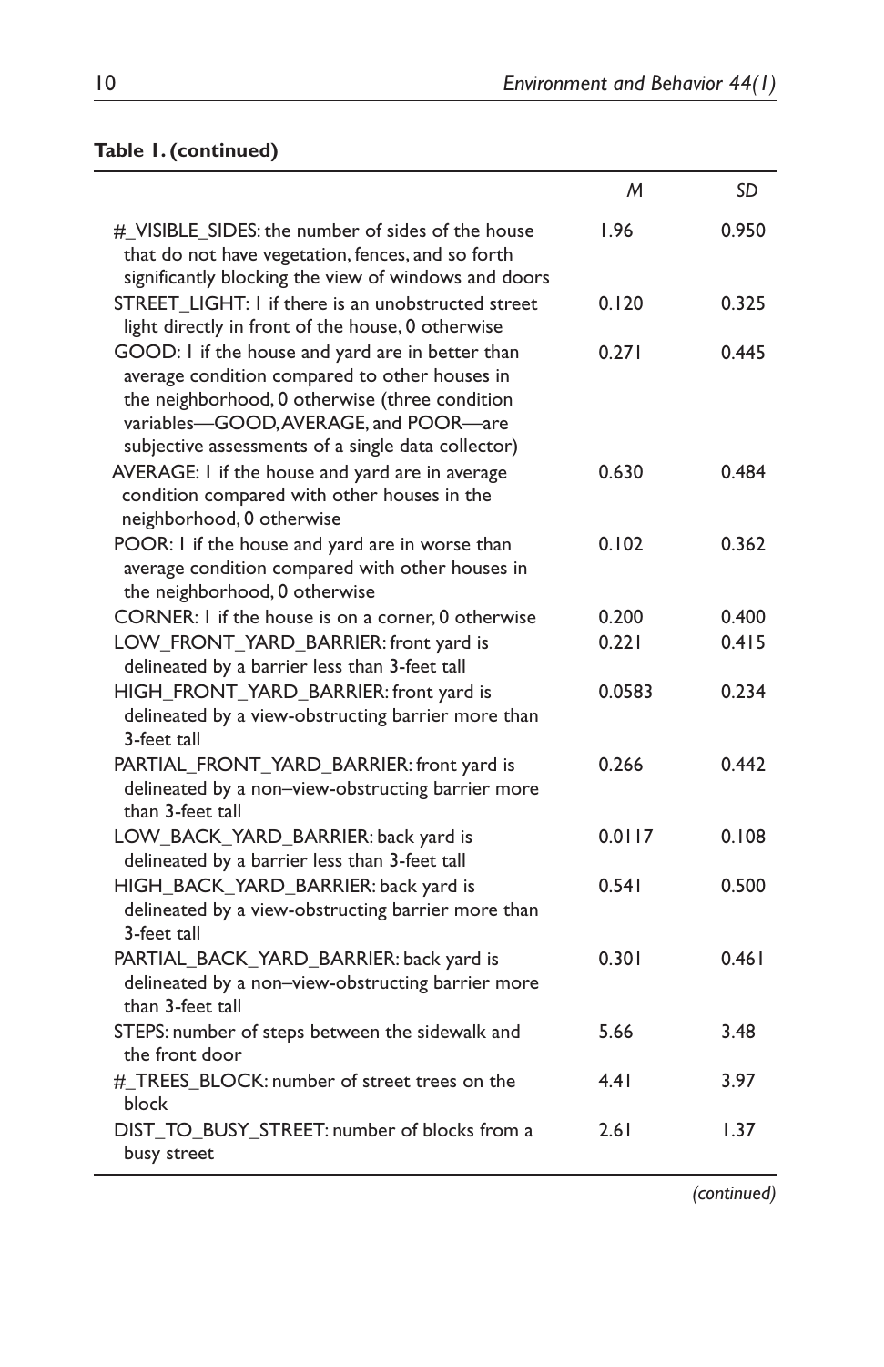**Table 1. (continued)**

| | *M* | *SD* |
|---|---|---|
| #_VISIBLE_SIDES: the number of sides of the house that do not have vegetation, fences, and so forth significantly blocking the view of windows and doors | 1.96 | 0.950 |
| STREET_LIGHT: 1 if there is an unobstructed street light directly in front of the house, 0 otherwise | 0.120 | 0.325 |
| GOOD: 1 if the house and yard are in better than average condition compared to other houses in the neighborhood, 0 otherwise (three condition variables—GOOD, AVERAGE, and POOR—are subjective assessments of a single data collector) | 0.271 | 0.445 |
| AVERAGE: 1 if the house and yard are in average condition compared with other houses in the neighborhood, 0 otherwise | 0.630 | 0.484 |
| POOR: 1 if the house and yard are in worse than average condition compared with other houses in the neighborhood, 0 otherwise | 0.102 | 0.362 |
| CORNER: 1 if the house is on a corner, 0 otherwise | 0.200 | 0.400 |
| LOW_FRONT_YARD_BARRIER: front yard is delineated by a barrier less than 3-feet tall | 0.221 | 0.415 |
| HIGH_FRONT_YARD_BARRIER: front yard is delineated by a view-obstructing barrier more than 3-feet tall | 0.0583 | 0.234 |
| PARTIAL_FRONT_YARD_BARRIER: front yard is delineated by a non–view-obstructing barrier more than 3-feet tall | 0.266 | 0.442 |
| LOW_BACK_YARD_BARRIER: back yard is delineated by a barrier less than 3-feet tall | 0.0117 | 0.108 |
| HIGH_BACK_YARD_BARRIER: back yard is delineated by a view-obstructing barrier more than 3-feet tall | 0.541 | 0.500 |
| PARTIAL_BACK_YARD_BARRIER: back yard is delineated by a non–view-obstructing barrier more than 3-feet tall | 0.301 | 0.461 |
| STEPS: number of steps between the sidewalk and the front door | 5.66 | 3.48 |
| #_TREES_BLOCK: number of street trees on the block | 4.41 | 3.97 |
| DIST_TO_BUSY_STREET: number of blocks from a busy street | 2.61 | 1.37 |

*(continued)*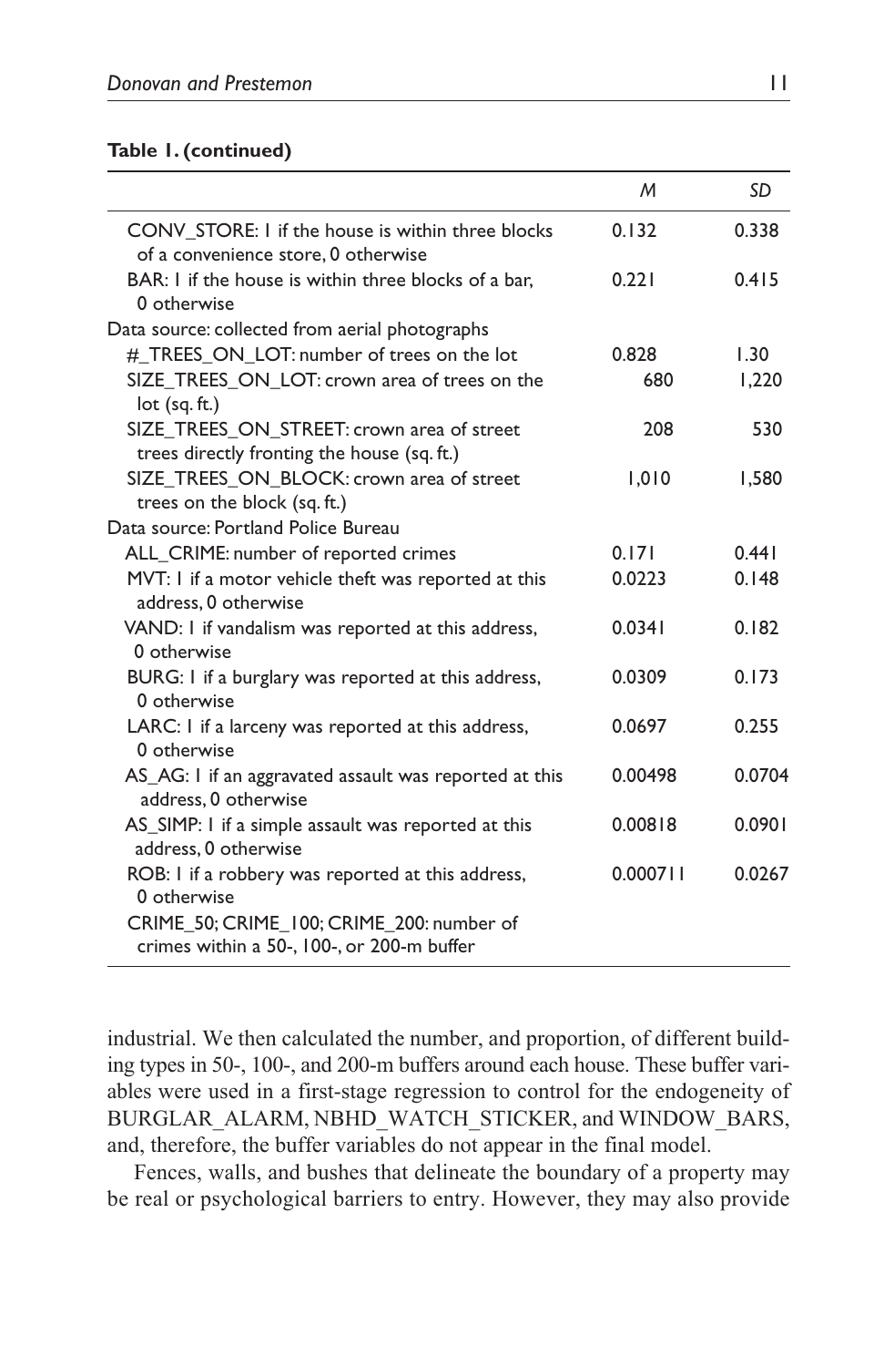**Table 1. (continued)**

| | *M* | *SD* |
|---|---|---|
| CONV_STORE: 1 if the house is within three blocks of a convenience store, 0 otherwise | 0.132 | 0.338 |
| BAR: 1 if the house is within three blocks of a bar, 0 otherwise | 0.221 | 0.415 |
| Data source: collected from aerial photographs | | |
| #_TREES_ON_LOT: number of trees on the lot | 0.828 | 1.30 |
| SIZE_TREES_ON_LOT: crown area of trees on the lot (sq. ft.) | 680 | 1,220 |
| SIZE_TREES_ON_STREET: crown area of street trees directly fronting the house (sq. ft.) | 208 | 530 |
| SIZE_TREES_ON_BLOCK: crown area of street trees on the block (sq. ft.) | 1,010 | 1,580 |
| Data source: Portland Police Bureau | | |
| ALL_CRIME: number of reported crimes | 0.171 | 0.441 |
| MVT: 1 if a motor vehicle theft was reported at this address, 0 otherwise | 0.0223 | 0.148 |
| VAND: 1 if vandalism was reported at this address, 0 otherwise | 0.0341 | 0.182 |
| BURG: 1 if a burglary was reported at this address, 0 otherwise | 0.0309 | 0.173 |
| LARC: 1 if a larceny was reported at this address, 0 otherwise | 0.0697 | 0.255 |
| AS_AG: 1 if an aggravated assault was reported at this address, 0 otherwise | 0.00498 | 0.0704 |
| AS_SIMP: 1 if a simple assault was reported at this address, 0 otherwise | 0.00818 | 0.0901 |
| ROB: 1 if a robbery was reported at this address, 0 otherwise | 0.000711 | 0.0267 |
| CRIME_50; CRIME_100; CRIME_200: number of crimes within a 50-, 100-, or 200-m buffer | | |

industrial. We then calculated the number, and proportion, of different building types in 50-, 100-, and 200-m buffers around each house. These buffer variables were used in a first-stage regression to control for the endogeneity of BURGLAR_ALARM, NBHD_WATCH_STICKER, and WINDOW_BARS, and, therefore, the buffer variables do not appear in the final model.

Fences, walls, and bushes that delineate the boundary of a property may be real or psychological barriers to entry. However, they may also provide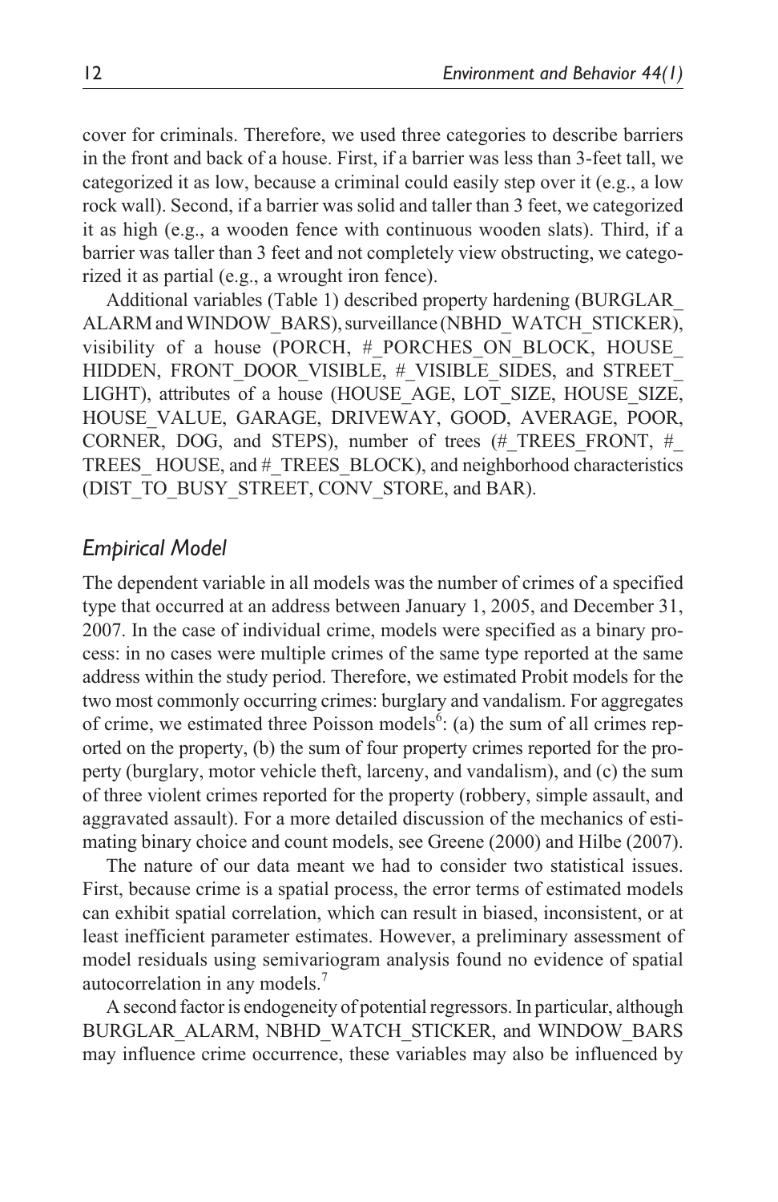cover for criminals. Therefore, we used three categories to describe barriers in the front and back of a house. First, if a barrier was less than 3-feet tall, we categorized it as low, because a criminal could easily step over it (e.g., a low rock wall). Second, if a barrier was solid and taller than 3 feet, we categorized it as high (e.g., a wooden fence with continuous wooden slats). Third, if a barrier was taller than 3 feet and not completely view obstructing, we categorized it as partial (e.g., a wrought iron fence).

Additional variables (Table 1) described property hardening (BURGLAR_ALARM and WINDOW_BARS), surveillance (NBHD_WATCH_STICKER), visibility of a house (PORCH, #_PORCHES_ON_BLOCK, HOUSE_HIDDEN, FRONT_DOOR_VISIBLE, #_VISIBLE_SIDES, and STREET_LIGHT), attributes of a house (HOUSE_AGE, LOT_SIZE, HOUSE_SIZE, HOUSE_VALUE, GARAGE, DRIVEWAY, GOOD, AVERAGE, POOR, CORNER, DOG, and STEPS), number of trees (#_TREES_FRONT, #_TREES_HOUSE, and #_TREES_BLOCK), and neighborhood characteristics (DIST_TO_BUSY_STREET, CONV_STORE, and BAR).

## Empirical Model

The dependent variable in all models was the number of crimes of a specified type that occurred at an address between January 1, 2005, and December 31, 2007. In the case of individual crime, models were specified as a binary process: in no cases were multiple crimes of the same type reported at the same address within the study period. Therefore, we estimated Probit models for the two most commonly occurring crimes: burglary and vandalism. For aggregates of crime, we estimated three Poisson models[6]: (a) the sum of all crimes reported on the property, (b) the sum of four property crimes reported for the property (burglary, motor vehicle theft, larceny, and vandalism), and (c) the sum of three violent crimes reported for the property (robbery, simple assault, and aggravated assault). For a more detailed discussion of the mechanics of estimating binary choice and count models, see Greene (2000) and Hilbe (2007).

The nature of our data meant we had to consider two statistical issues. First, because crime is a spatial process, the error terms of estimated models can exhibit spatial correlation, which can result in biased, inconsistent, or at least inefficient parameter estimates. However, a preliminary assessment of model residuals using semivariogram analysis found no evidence of spatial autocorrelation in any models.[7]

A second factor is endogeneity of potential regressors. In particular, although BURGLAR_ALARM, NBHD_WATCH_STICKER, and WINDOW_BARS may influence crime occurrence, these variables may also be influenced by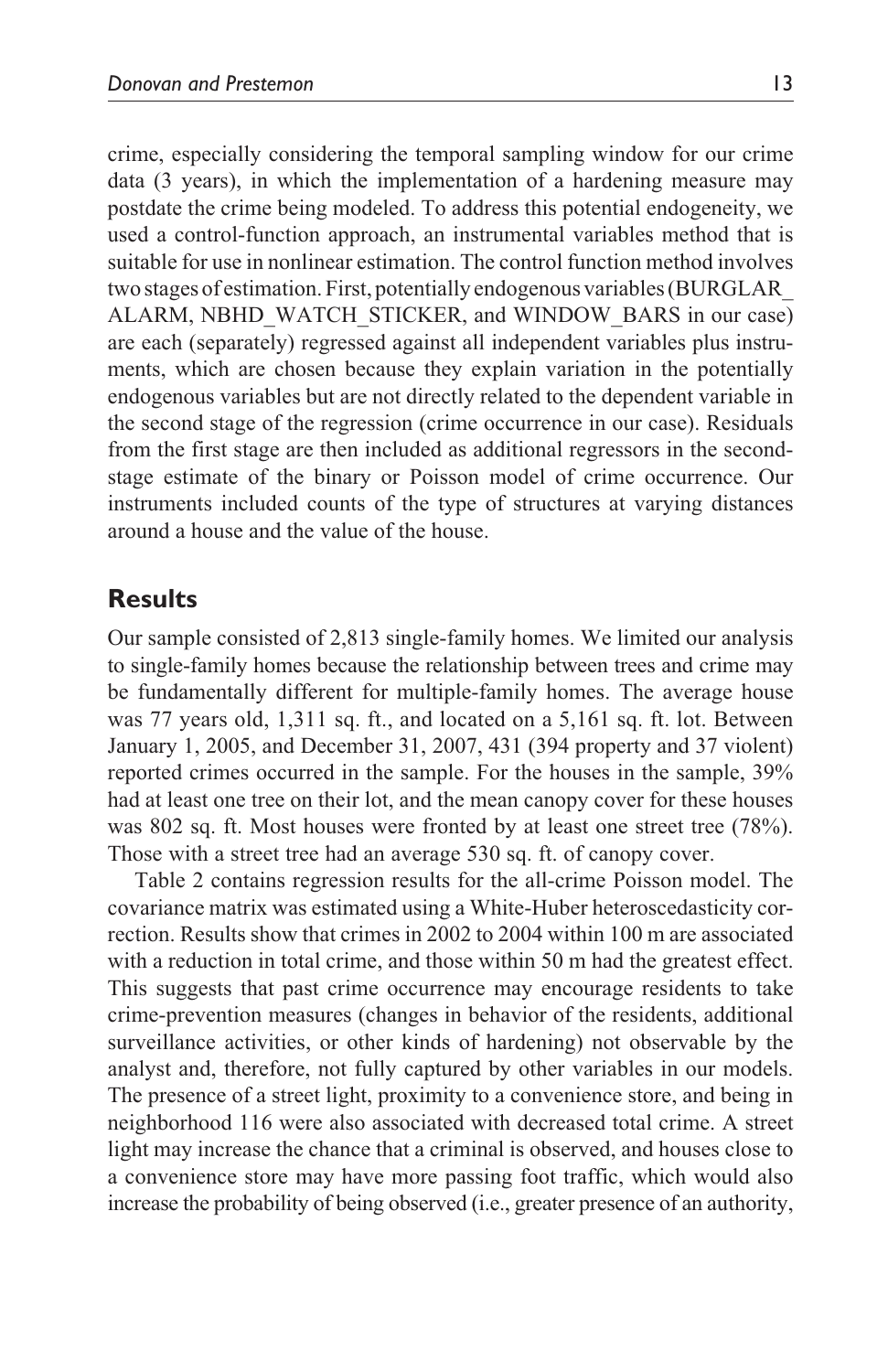crime, especially considering the temporal sampling window for our crime data (3 years), in which the implementation of a hardening measure may postdate the crime being modeled. To address this potential endogeneity, we used a control-function approach, an instrumental variables method that is suitable for use in nonlinear estimation. The control function method involves two stages of estimation. First, potentially endogenous variables (BURGLAR_ALARM, NBHD_WATCH_STICKER, and WINDOW_BARS in our case) are each (separately) regressed against all independent variables plus instruments, which are chosen because they explain variation in the potentially endogenous variables but are not directly related to the dependent variable in the second stage of the regression (crime occurrence in our case). Residuals from the first stage are then included as additional regressors in the second-stage estimate of the binary or Poisson model of crime occurrence. Our instruments included counts of the type of structures at varying distances around a house and the value of the house.

## Results

Our sample consisted of 2,813 single-family homes. We limited our analysis to single-family homes because the relationship between trees and crime may be fundamentally different for multiple-family homes. The average house was 77 years old, 1,311 sq. ft., and located on a 5,161 sq. ft. lot. Between January 1, 2005, and December 31, 2007, 431 (394 property and 37 violent) reported crimes occurred in the sample. For the houses in the sample, 39% had at least one tree on their lot, and the mean canopy cover for these houses was 802 sq. ft. Most houses were fronted by at least one street tree (78%). Those with a street tree had an average 530 sq. ft. of canopy cover.

Table 2 contains regression results for the all-crime Poisson model. The covariance matrix was estimated using a White-Huber heteroscedasticity correction. Results show that crimes in 2002 to 2004 within 100 m are associated with a reduction in total crime, and those within 50 m had the greatest effect. This suggests that past crime occurrence may encourage residents to take crime-prevention measures (changes in behavior of the residents, additional surveillance activities, or other kinds of hardening) not observable by the analyst and, therefore, not fully captured by other variables in our models. The presence of a street light, proximity to a convenience store, and being in neighborhood 116 were also associated with decreased total crime. A street light may increase the chance that a criminal is observed, and houses close to a convenience store may have more passing foot traffic, which would also increase the probability of being observed (i.e., greater presence of an authority,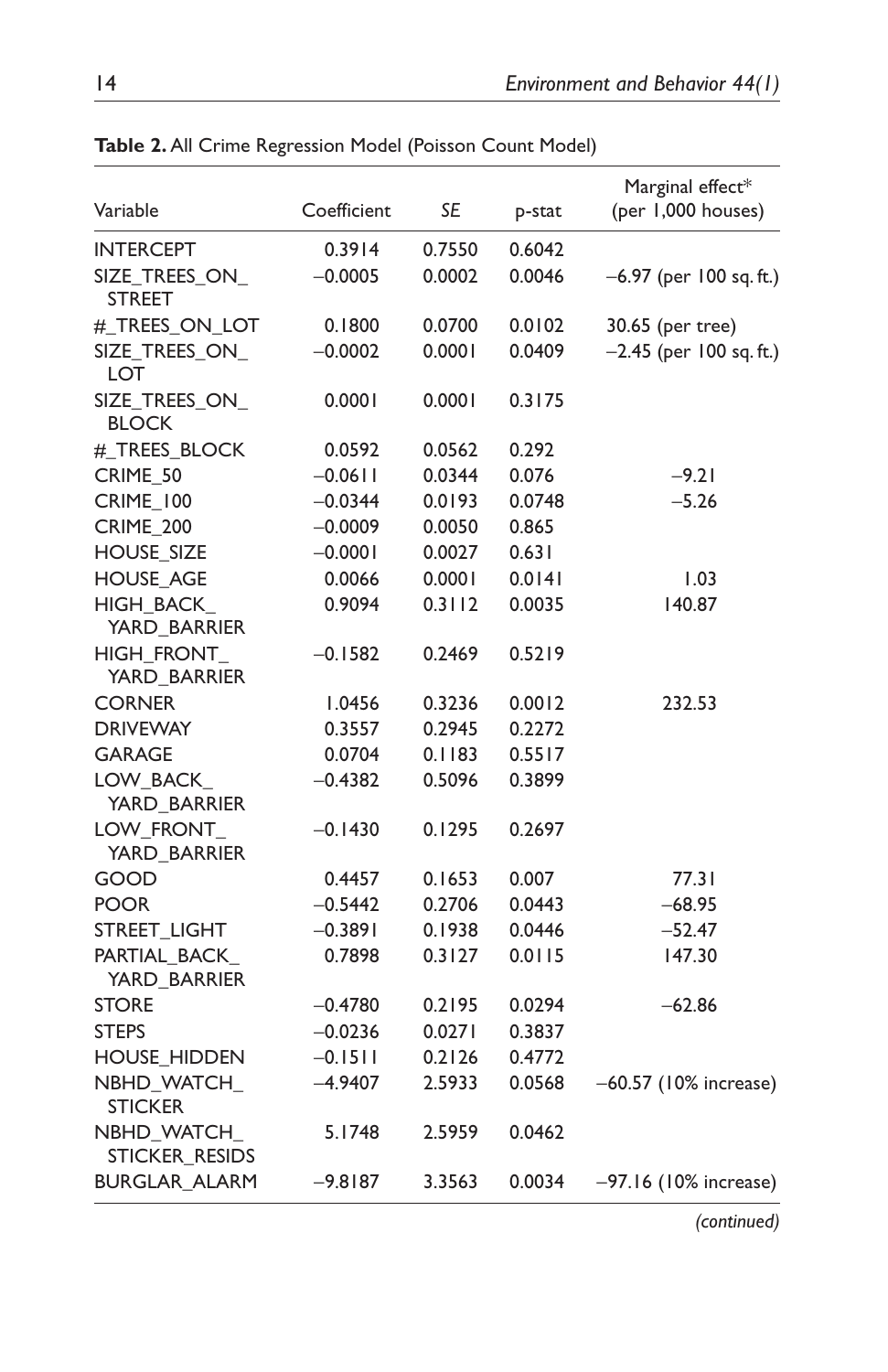**Table 2.** All Crime Regression Model (Poisson Count Model)

| Variable | Coefficient | *SE* | p-stat | Marginal effect* (per 1,000 houses) |
|---|---|---|---|---|
| INTERCEPT | 0.3914 | 0.7550 | 0.6042 | |
| SIZE_TREES_ON_STREET | −0.0005 | 0.0002 | 0.0046 | −6.97 (per 100 sq. ft.) |
| #_TREES_ON_LOT | 0.1800 | 0.0700 | 0.0102 | 30.65 (per tree) |
| SIZE_TREES_ON_LOT | −0.0002 | 0.0001 | 0.0409 | −2.45 (per 100 sq. ft.) |
| SIZE_TREES_ON_BLOCK | 0.0001 | 0.0001 | 0.3175 | |
| #_TREES_BLOCK | 0.0592 | 0.0562 | 0.292 | |
| CRIME_50 | −0.0611 | 0.0344 | 0.076 | −9.21 |
| CRIME_100 | −0.0344 | 0.0193 | 0.0748 | −5.26 |
| CRIME_200 | −0.0009 | 0.0050 | 0.865 | |
| HOUSE_SIZE | −0.0001 | 0.0027 | 0.631 | |
| HOUSE_AGE | 0.0066 | 0.0001 | 0.0141 | 1.03 |
| HIGH_BACK_YARD_BARRIER | 0.9094 | 0.3112 | 0.0035 | 140.87 |
| HIGH_FRONT_YARD_BARRIER | −0.1582 | 0.2469 | 0.5219 | |
| CORNER | 1.0456 | 0.3236 | 0.0012 | 232.53 |
| DRIVEWAY | 0.3557 | 0.2945 | 0.2272 | |
| GARAGE | 0.0704 | 0.1183 | 0.5517 | |
| LOW_BACK_YARD_BARRIER | −0.4382 | 0.5096 | 0.3899 | |
| LOW_FRONT_YARD_BARRIER | −0.1430 | 0.1295 | 0.2697 | |
| GOOD | 0.4457 | 0.1653 | 0.007 | 77.31 |
| POOR | −0.5442 | 0.2706 | 0.0443 | −68.95 |
| STREET_LIGHT | −0.3891 | 0.1938 | 0.0446 | −52.47 |
| PARTIAL_BACK_YARD_BARRIER | 0.7898 | 0.3127 | 0.0115 | 147.30 |
| STORE | −0.4780 | 0.2195 | 0.0294 | −62.86 |
| STEPS | −0.0236 | 0.0271 | 0.3837 | |
| HOUSE_HIDDEN | −0.1511 | 0.2126 | 0.4772 | |
| NBHD_WATCH_STICKER | −4.9407 | 2.5933 | 0.0568 | −60.57 (10% increase) |
| NBHD_WATCH_STICKER_RESIDS | 5.1748 | 2.5959 | 0.0462 | |
| BURGLAR_ALARM | −9.8187 | 3.3563 | 0.0034 | −97.16 (10% increase) |

*(continued)*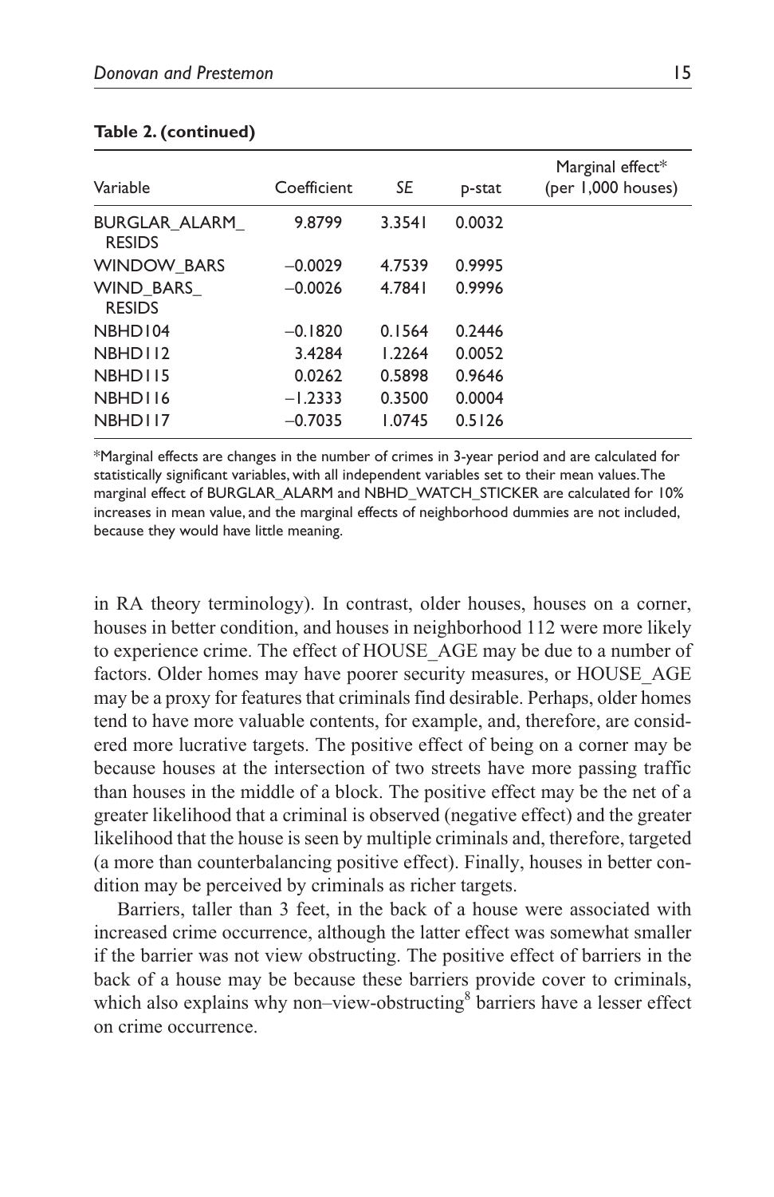**Table 2. (continued)**

| Variable | Coefficient | SE | p-stat | Marginal effect* (per 1,000 houses) |
|---|---|---|---|---|
| BURGLAR_ALARM_RESIDS | 9.8799 | 3.3541 | 0.0032 | |
| WINDOW_BARS | −0.0029 | 4.7539 | 0.9995 | |
| WIND_BARS_RESIDS | −0.0026 | 4.7841 | 0.9996 | |
| NBHD104 | −0.1820 | 0.1564 | 0.2446 | |
| NBHD112 | 3.4284 | 1.2264 | 0.0052 | |
| NBHD115 | 0.0262 | 0.5898 | 0.9646 | |
| NBHD116 | −1.2333 | 0.3500 | 0.0004 | |
| NBHD117 | −0.7035 | 1.0745 | 0.5126 | |

*Marginal effects are changes in the number of crimes in 3-year period and are calculated for statistically significant variables, with all independent variables set to their mean values. The marginal effect of BURGLAR_ALARM and NBHD_WATCH_STICKER are calculated for 10% increases in mean value, and the marginal effects of neighborhood dummies are not included, because they would have little meaning.

in RA theory terminology). In contrast, older houses, houses on a corner, houses in better condition, and houses in neighborhood 112 were more likely to experience crime. The effect of HOUSE_AGE may be due to a number of factors. Older homes may have poorer security measures, or HOUSE_AGE may be a proxy for features that criminals find desirable. Perhaps, older homes tend to have more valuable contents, for example, and, therefore, are considered more lucrative targets. The positive effect of being on a corner may be because houses at the intersection of two streets have more passing traffic than houses in the middle of a block. The positive effect may be the net of a greater likelihood that a criminal is observed (negative effect) and the greater likelihood that the house is seen by multiple criminals and, therefore, targeted (a more than counterbalancing positive effect). Finally, houses in better condition may be perceived by criminals as richer targets.

Barriers, taller than 3 feet, in the back of a house were associated with increased crime occurrence, although the latter effect was somewhat smaller if the barrier was not view obstructing. The positive effect of barriers in the back of a house may be because these barriers provide cover to criminals, which also explains why non–view-obstructing[8] barriers have a lesser effect on crime occurrence.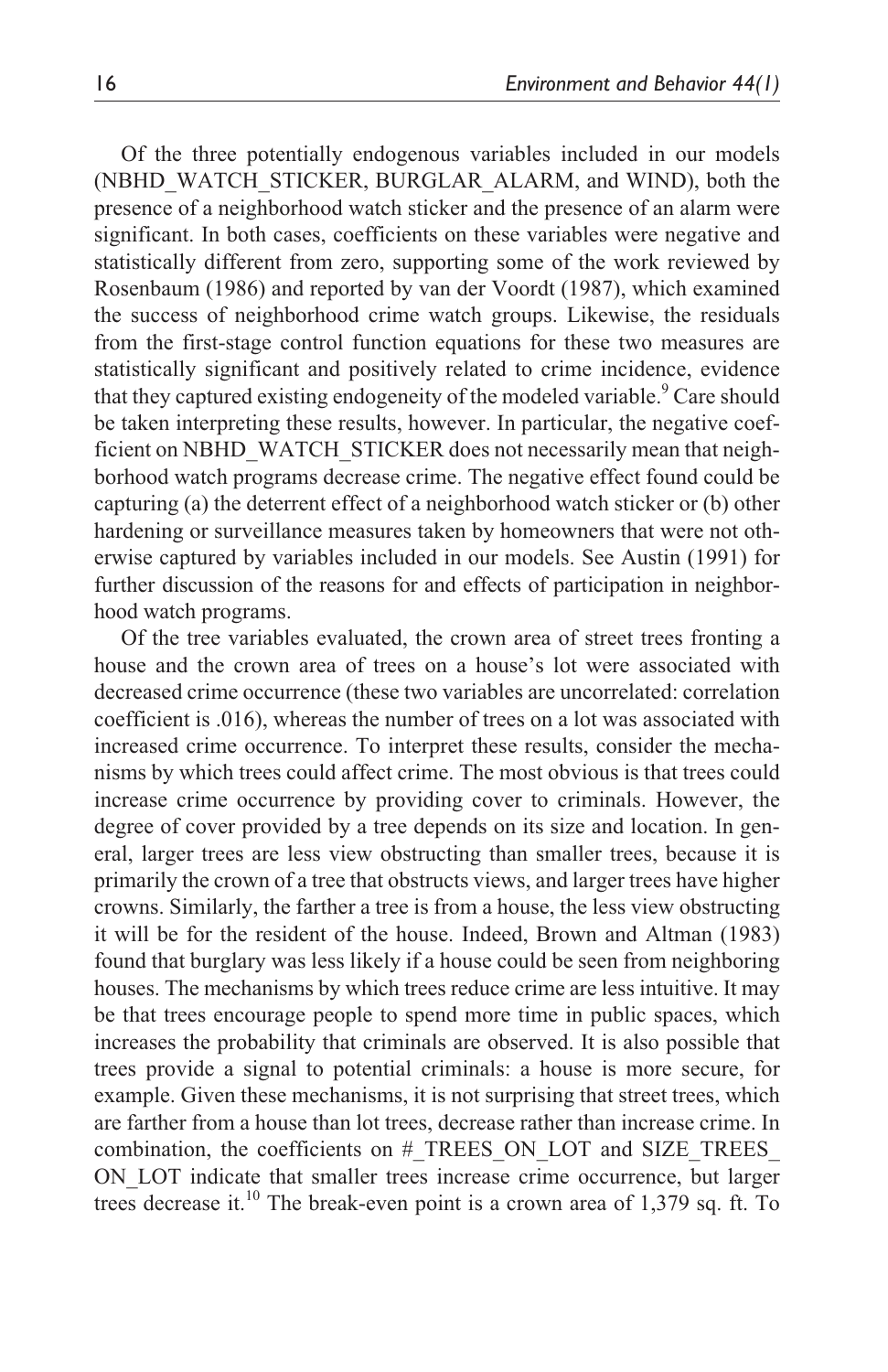Of the three potentially endogenous variables included in our models (NBHD_WATCH_STICKER, BURGLAR_ALARM, and WIND), both the presence of a neighborhood watch sticker and the presence of an alarm were significant. In both cases, coefficients on these variables were negative and statistically different from zero, supporting some of the work reviewed by Rosenbaum (1986) and reported by van der Voordt (1987), which examined the success of neighborhood crime watch groups. Likewise, the residuals from the first-stage control function equations for these two measures are statistically significant and positively related to crime incidence, evidence that they captured existing endogeneity of the modeled variable.[9] Care should be taken interpreting these results, however. In particular, the negative coefficient on NBHD_WATCH_STICKER does not necessarily mean that neighborhood watch programs decrease crime. The negative effect found could be capturing (a) the deterrent effect of a neighborhood watch sticker or (b) other hardening or surveillance measures taken by homeowners that were not otherwise captured by variables included in our models. See Austin (1991) for further discussion of the reasons for and effects of participation in neighborhood watch programs.

Of the tree variables evaluated, the crown area of street trees fronting a house and the crown area of trees on a house's lot were associated with decreased crime occurrence (these two variables are uncorrelated: correlation coefficient is .016), whereas the number of trees on a lot was associated with increased crime occurrence. To interpret these results, consider the mechanisms by which trees could affect crime. The most obvious is that trees could increase crime occurrence by providing cover to criminals. However, the degree of cover provided by a tree depends on its size and location. In general, larger trees are less view obstructing than smaller trees, because it is primarily the crown of a tree that obstructs views, and larger trees have higher crowns. Similarly, the farther a tree is from a house, the less view obstructing it will be for the resident of the house. Indeed, Brown and Altman (1983) found that burglary was less likely if a house could be seen from neighboring houses. The mechanisms by which trees reduce crime are less intuitive. It may be that trees encourage people to spend more time in public spaces, which increases the probability that criminals are observed. It is also possible that trees provide a signal to potential criminals: a house is more secure, for example. Given these mechanisms, it is not surprising that street trees, which are farther from a house than lot trees, decrease rather than increase crime. In combination, the coefficients on #_TREES_ON_LOT and SIZE_TREES_ON_LOT indicate that smaller trees increase crime occurrence, but larger trees decrease it.[10] The break-even point is a crown area of 1,379 sq. ft. To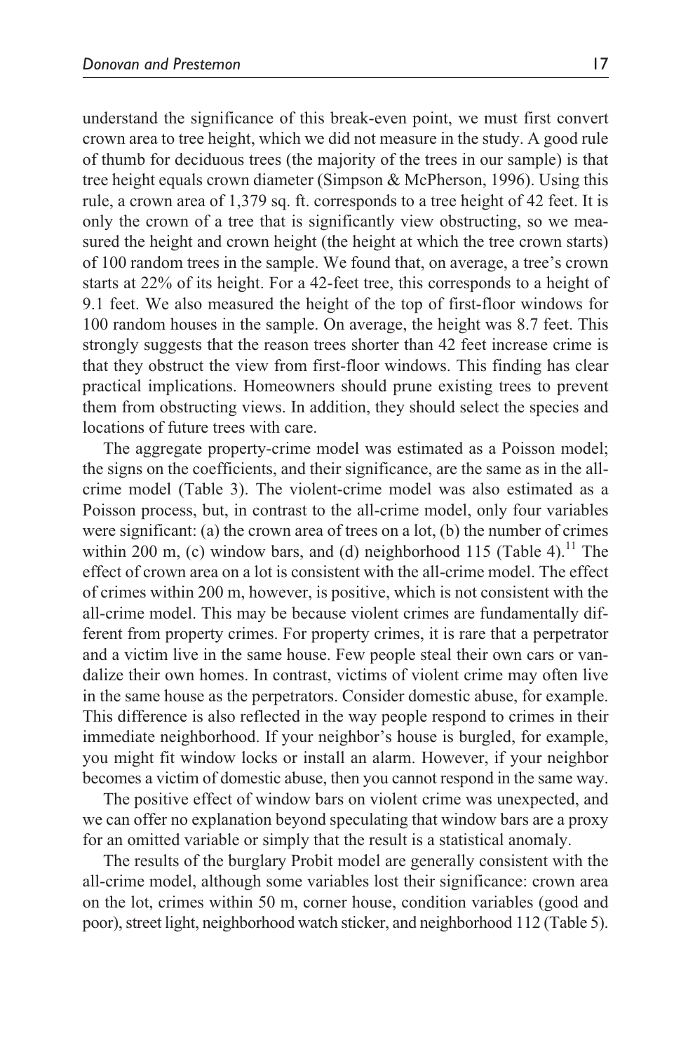understand the significance of this break-even point, we must first convert crown area to tree height, which we did not measure in the study. A good rule of thumb for deciduous trees (the majority of the trees in our sample) is that tree height equals crown diameter (Simpson & McPherson, 1996). Using this rule, a crown area of 1,379 sq. ft. corresponds to a tree height of 42 feet. It is only the crown of a tree that is significantly view obstructing, so we measured the height and crown height (the height at which the tree crown starts) of 100 random trees in the sample. We found that, on average, a tree's crown starts at 22% of its height. For a 42-feet tree, this corresponds to a height of 9.1 feet. We also measured the height of the top of first-floor windows for 100 random houses in the sample. On average, the height was 8.7 feet. This strongly suggests that the reason trees shorter than 42 feet increase crime is that they obstruct the view from first-floor windows. This finding has clear practical implications. Homeowners should prune existing trees to prevent them from obstructing views. In addition, they should select the species and locations of future trees with care.

The aggregate property-crime model was estimated as a Poisson model; the signs on the coefficients, and their significance, are the same as in the all-crime model (Table 3). The violent-crime model was also estimated as a Poisson process, but, in contrast to the all-crime model, only four variables were significant: (a) the crown area of trees on a lot, (b) the number of crimes within 200 m, (c) window bars, and (d) neighborhood 115 (Table 4).[11] The effect of crown area on a lot is consistent with the all-crime model. The effect of crimes within 200 m, however, is positive, which is not consistent with the all-crime model. This may be because violent crimes are fundamentally different from property crimes. For property crimes, it is rare that a perpetrator and a victim live in the same house. Few people steal their own cars or vandalize their own homes. In contrast, victims of violent crime may often live in the same house as the perpetrators. Consider domestic abuse, for example. This difference is also reflected in the way people respond to crimes in their immediate neighborhood. If your neighbor's house is burgled, for example, you might fit window locks or install an alarm. However, if your neighbor becomes a victim of domestic abuse, then you cannot respond in the same way.

The positive effect of window bars on violent crime was unexpected, and we can offer no explanation beyond speculating that window bars are a proxy for an omitted variable or simply that the result is a statistical anomaly.

The results of the burglary Probit model are generally consistent with the all-crime model, although some variables lost their significance: crown area on the lot, crimes within 50 m, corner house, condition variables (good and poor), street light, neighborhood watch sticker, and neighborhood 112 (Table 5).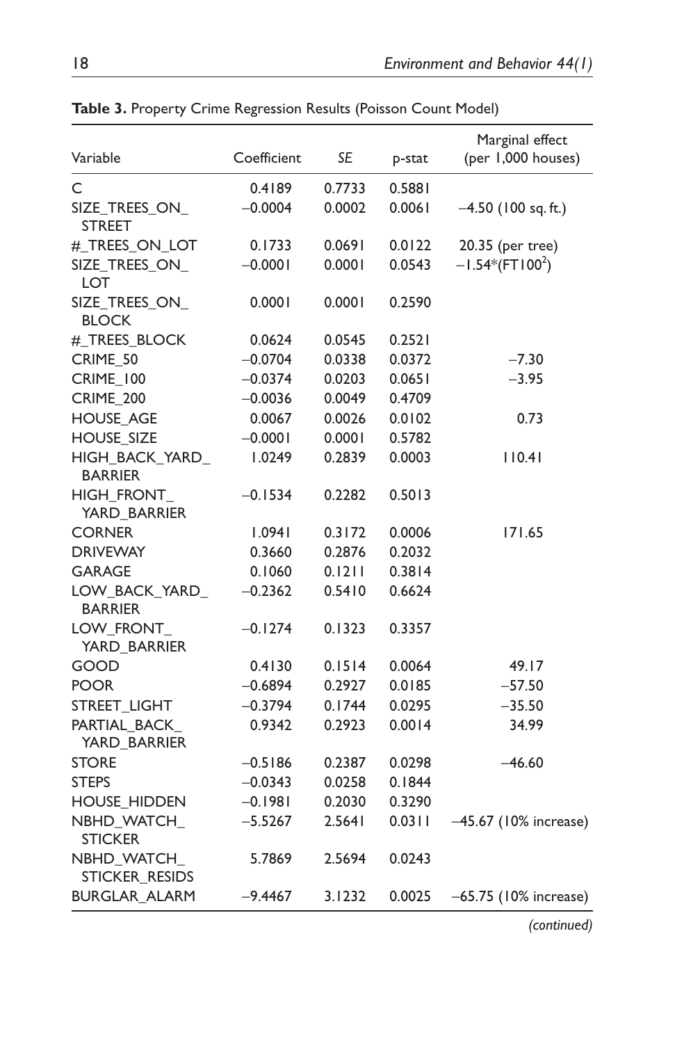**Table 3.** Property Crime Regression Results (Poisson Count Model)

| Variable | Coefficient | *SE* | p-stat | Marginal effect (per 1,000 houses) |
|---|---|---|---|---|
| C | 0.4189 | 0.7733 | 0.5881 | |
| SIZE_TREES_ON_STREET | −0.0004 | 0.0002 | 0.0061 | −4.50 (100 sq. ft.) |
| #_TREES_ON_LOT | 0.1733 | 0.0691 | 0.0122 | 20.35 (per tree) |
| SIZE_TREES_ON_LOT | −0.0001 | 0.0001 | 0.0543 | $-1.54*(\mathrm{FT}100^2)$ |
| SIZE_TREES_ON_BLOCK | 0.0001 | 0.0001 | 0.2590 | |
| #_TREES_BLOCK | 0.0624 | 0.0545 | 0.2521 | |
| CRIME_50 | −0.0704 | 0.0338 | 0.0372 | −7.30 |
| CRIME_100 | −0.0374 | 0.0203 | 0.0651 | −3.95 |
| CRIME_200 | −0.0036 | 0.0049 | 0.4709 | |
| HOUSE_AGE | 0.0067 | 0.0026 | 0.0102 | 0.73 |
| HOUSE_SIZE | −0.0001 | 0.0001 | 0.5782 | |
| HIGH_BACK_YARD_BARRIER | 1.0249 | 0.2839 | 0.0003 | 110.41 |
| HIGH_FRONT_YARD_BARRIER | −0.1534 | 0.2282 | 0.5013 | |
| CORNER | 1.0941 | 0.3172 | 0.0006 | 171.65 |
| DRIVEWAY | 0.3660 | 0.2876 | 0.2032 | |
| GARAGE | 0.1060 | 0.1211 | 0.3814 | |
| LOW_BACK_YARD_BARRIER | −0.2362 | 0.5410 | 0.6624 | |
| LOW_FRONT_YARD_BARRIER | −0.1274 | 0.1323 | 0.3357 | |
| GOOD | 0.4130 | 0.1514 | 0.0064 | 49.17 |
| POOR | −0.6894 | 0.2927 | 0.0185 | −57.50 |
| STREET_LIGHT | −0.3794 | 0.1744 | 0.0295 | −35.50 |
| PARTIAL_BACK_YARD_BARRIER | 0.9342 | 0.2923 | 0.0014 | 34.99 |
| STORE | −0.5186 | 0.2387 | 0.0298 | −46.60 |
| STEPS | −0.0343 | 0.0258 | 0.1844 | |
| HOUSE_HIDDEN | −0.1981 | 0.2030 | 0.3290 | |
| NBHD_WATCH_STICKER | −5.5267 | 2.5641 | 0.0311 | −45.67 (10% increase) |
| NBHD_WATCH_STICKER_RESIDS | 5.7869 | 2.5694 | 0.0243 | |
| BURGLAR_ALARM | −9.4467 | 3.1232 | 0.0025 | −65.75 (10% increase) |

*(continued)*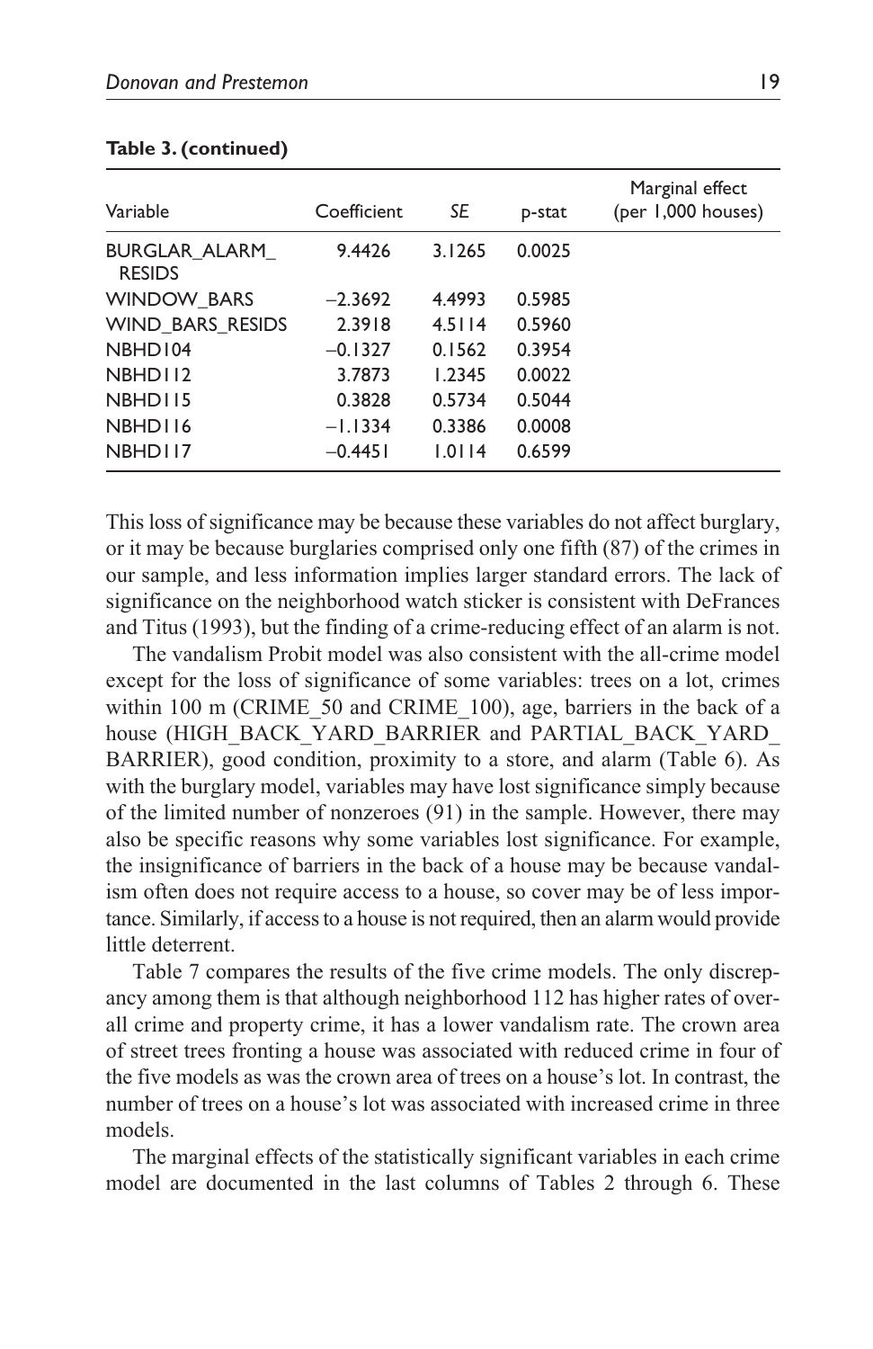**Table 3. (continued)**

| Variable | Coefficient | SE | p-stat | Marginal effect (per 1,000 houses) |
|---|---|---|---|---|
| BURGLAR_ALARM_RESIDS | 9.4426 | 3.1265 | 0.0025 | |
| WINDOW_BARS | −2.3692 | 4.4993 | 0.5985 | |
| WIND_BARS_RESIDS | 2.3918 | 4.5114 | 0.5960 | |
| NBHD104 | −0.1327 | 0.1562 | 0.3954 | |
| NBHD112 | 3.7873 | 1.2345 | 0.0022 | |
| NBHD115 | 0.3828 | 0.5734 | 0.5044 | |
| NBHD116 | −1.1334 | 0.3386 | 0.0008 | |
| NBHD117 | −0.4451 | 1.0114 | 0.6599 | |

This loss of significance may be because these variables do not affect burglary, or it may be because burglaries comprised only one fifth (87) of the crimes in our sample, and less information implies larger standard errors. The lack of significance on the neighborhood watch sticker is consistent with DeFrances and Titus (1993), but the finding of a crime-reducing effect of an alarm is not.

The vandalism Probit model was also consistent with the all-crime model except for the loss of significance of some variables: trees on a lot, crimes within 100 m (CRIME_50 and CRIME_100), age, barriers in the back of a house (HIGH_BACK_YARD_BARRIER and PARTIAL_BACK_YARD_BARRIER), good condition, proximity to a store, and alarm (Table 6). As with the burglary model, variables may have lost significance simply because of the limited number of nonzeroes (91) in the sample. However, there may also be specific reasons why some variables lost significance. For example, the insignificance of barriers in the back of a house may be because vandalism often does not require access to a house, so cover may be of less importance. Similarly, if access to a house is not required, then an alarm would provide little deterrent.

Table 7 compares the results of the five crime models. The only discrepancy among them is that although neighborhood 112 has higher rates of overall crime and property crime, it has a lower vandalism rate. The crown area of street trees fronting a house was associated with reduced crime in four of the five models as was the crown area of trees on a house's lot. In contrast, the number of trees on a house's lot was associated with increased crime in three models.

The marginal effects of the statistically significant variables in each crime model are documented in the last columns of Tables 2 through 6. These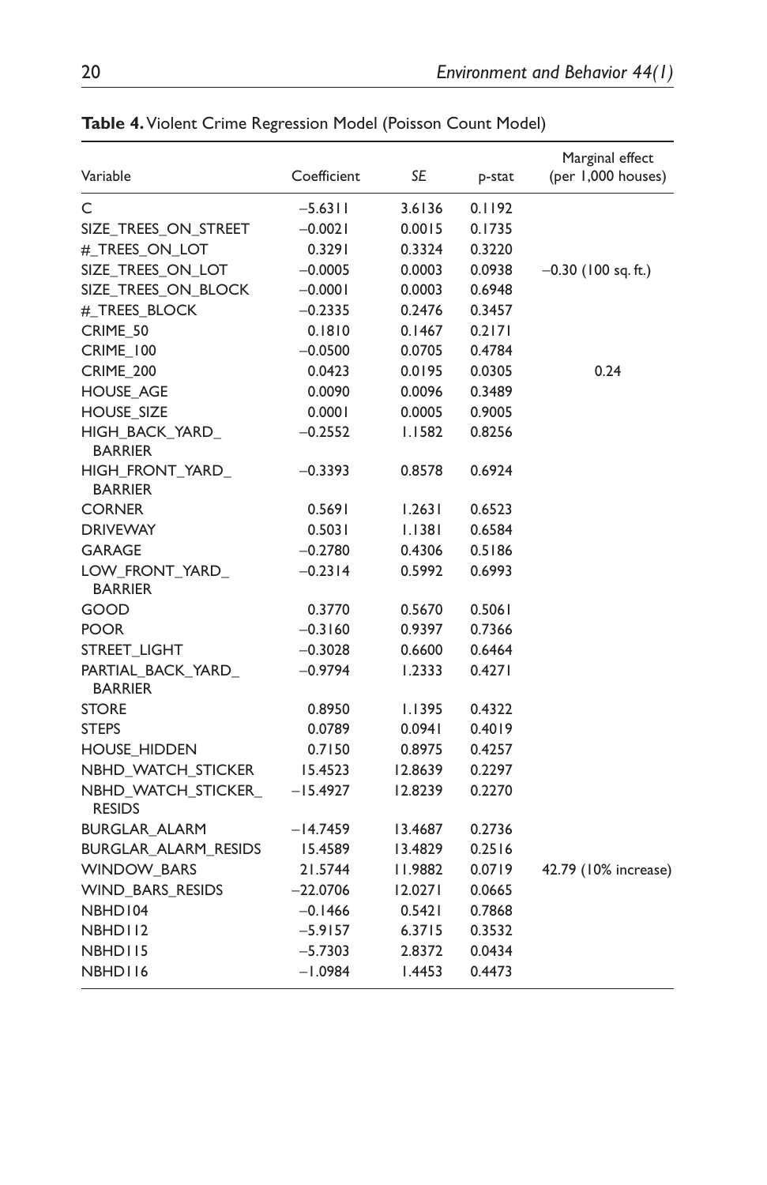**Table 4.** Violent Crime Regression Model (Poisson Count Model)

| Variable | Coefficient | SE | p-stat | Marginal effect (per 1,000 houses) |
|---|---|---|---|---|
| C | −5.6311 | 3.6136 | 0.1192 | |
| SIZE_TREES_ON_STREET | −0.0021 | 0.0015 | 0.1735 | |
| #_TREES_ON_LOT | 0.3291 | 0.3324 | 0.3220 | |
| SIZE_TREES_ON_LOT | −0.0005 | 0.0003 | 0.0938 | −0.30 (100 sq. ft.) |
| SIZE_TREES_ON_BLOCK | −0.0001 | 0.0003 | 0.6948 | |
| #_TREES_BLOCK | −0.2335 | 0.2476 | 0.3457 | |
| CRIME_50 | 0.1810 | 0.1467 | 0.2171 | |
| CRIME_100 | −0.0500 | 0.0705 | 0.4784 | |
| CRIME_200 | 0.0423 | 0.0195 | 0.0305 | 0.24 |
| HOUSE_AGE | 0.0090 | 0.0096 | 0.3489 | |
| HOUSE_SIZE | 0.0001 | 0.0005 | 0.9005 | |
| HIGH_BACK_YARD_BARRIER | −0.2552 | 1.1582 | 0.8256 | |
| HIGH_FRONT_YARD_BARRIER | −0.3393 | 0.8578 | 0.6924 | |
| CORNER | 0.5691 | 1.2631 | 0.6523 | |
| DRIVEWAY | 0.5031 | 1.1381 | 0.6584 | |
| GARAGE | −0.2780 | 0.4306 | 0.5186 | |
| LOW_FRONT_YARD_BARRIER | −0.2314 | 0.5992 | 0.6993 | |
| GOOD | 0.3770 | 0.5670 | 0.5061 | |
| POOR | −0.3160 | 0.9397 | 0.7366 | |
| STREET_LIGHT | −0.3028 | 0.6600 | 0.6464 | |
| PARTIAL_BACK_YARD_BARRIER | −0.9794 | 1.2333 | 0.4271 | |
| STORE | 0.8950 | 1.1395 | 0.4322 | |
| STEPS | 0.0789 | 0.0941 | 0.4019 | |
| HOUSE_HIDDEN | 0.7150 | 0.8975 | 0.4257 | |
| NBHD_WATCH_STICKER | 15.4523 | 12.8639 | 0.2297 | |
| NBHD_WATCH_STICKER_RESIDS | −15.4927 | 12.8239 | 0.2270 | |
| BURGLAR_ALARM | −14.7459 | 13.4687 | 0.2736 | |
| BURGLAR_ALARM_RESIDS | 15.4589 | 13.4829 | 0.2516 | |
| WINDOW_BARS | 21.5744 | 11.9882 | 0.0719 | 42.79 (10% increase) |
| WIND_BARS_RESIDS | −22.0706 | 12.0271 | 0.0665 | |
| NBHD104 | −0.1466 | 0.5421 | 0.7868 | |
| NBHD112 | −5.9157 | 6.3715 | 0.3532 | |
| NBHD115 | −5.7303 | 2.8372 | 0.0434 | |
| NBHD116 | −1.0984 | 1.4453 | 0.4473 | |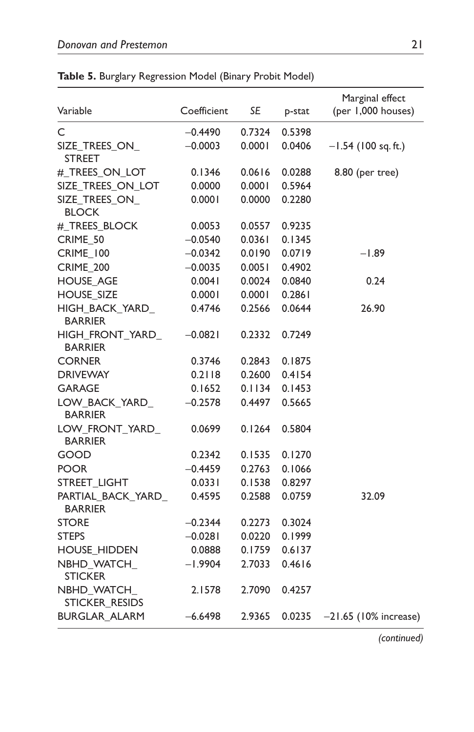**Table 5.** Burglary Regression Model (Binary Probit Model)

| Variable | Coefficient | SE | p-stat | Marginal effect (per 1,000 houses) |
|---|---|---|---|---|
| C | −0.4490 | 0.7324 | 0.5398 | |
| SIZE_TREES_ON_STREET | −0.0003 | 0.0001 | 0.0406 | −1.54 (100 sq. ft.) |
| #_TREES_ON_LOT | 0.1346 | 0.0616 | 0.0288 | 8.80 (per tree) |
| SIZE_TREES_ON_LOT | 0.0000 | 0.0001 | 0.5964 | |
| SIZE_TREES_ON_BLOCK | 0.0001 | 0.0000 | 0.2280 | |
| #_TREES_BLOCK | 0.0053 | 0.0557 | 0.9235 | |
| CRIME_50 | −0.0540 | 0.0361 | 0.1345 | |
| CRIME_100 | −0.0342 | 0.0190 | 0.0719 | −1.89 |
| CRIME_200 | −0.0035 | 0.0051 | 0.4902 | |
| HOUSE_AGE | 0.0041 | 0.0024 | 0.0840 | 0.24 |
| HOUSE_SIZE | 0.0001 | 0.0001 | 0.2861 | |
| HIGH_BACK_YARD_BARRIER | 0.4746 | 0.2566 | 0.0644 | 26.90 |
| HIGH_FRONT_YARD_BARRIER | −0.0821 | 0.2332 | 0.7249 | |
| CORNER | 0.3746 | 0.2843 | 0.1875 | |
| DRIVEWAY | 0.2118 | 0.2600 | 0.4154 | |
| GARAGE | 0.1652 | 0.1134 | 0.1453 | |
| LOW_BACK_YARD_BARRIER | −0.2578 | 0.4497 | 0.5665 | |
| LOW_FRONT_YARD_BARRIER | 0.0699 | 0.1264 | 0.5804 | |
| GOOD | 0.2342 | 0.1535 | 0.1270 | |
| POOR | −0.4459 | 0.2763 | 0.1066 | |
| STREET_LIGHT | 0.0331 | 0.1538 | 0.8297 | |
| PARTIAL_BACK_YARD_BARRIER | 0.4595 | 0.2588 | 0.0759 | 32.09 |
| STORE | −0.2344 | 0.2273 | 0.3024 | |
| STEPS | −0.0281 | 0.0220 | 0.1999 | |
| HOUSE_HIDDEN | 0.0888 | 0.1759 | 0.6137 | |
| NBHD_WATCH_STICKER | −1.9904 | 2.7033 | 0.4616 | |
| NBHD_WATCH_STICKER_RESIDS | 2.1578 | 2.7090 | 0.4257 | |
| BURGLAR_ALARM | −6.6498 | 2.9365 | 0.0235 | −21.65 (10% increase) |

*(continued)*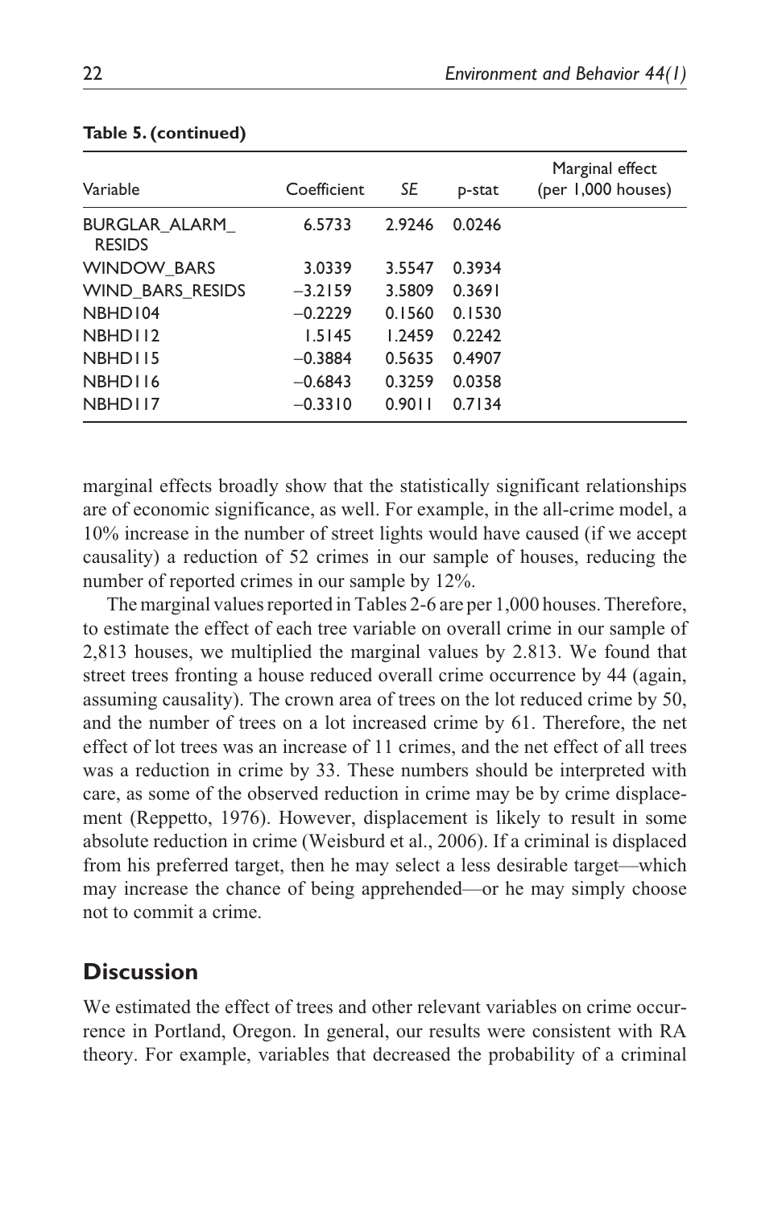**Table 5. (continued)**

| Variable | Coefficient | SE | p-stat | Marginal effect (per 1,000 houses) |
|---|---|---|---|---|
| BURGLAR_ALARM_RESIDS | 6.5733 | 2.9246 | 0.0246 | |
| WINDOW_BARS | 3.0339 | 3.5547 | 0.3934 | |
| WIND_BARS_RESIDS | −3.2159 | 3.5809 | 0.3691 | |
| NBHD104 | −0.2229 | 0.1560 | 0.1530 | |
| NBHD112 | 1.5145 | 1.2459 | 0.2242 | |
| NBHD115 | −0.3884 | 0.5635 | 0.4907 | |
| NBHD116 | −0.6843 | 0.3259 | 0.0358 | |
| NBHD117 | −0.3310 | 0.9011 | 0.7134 | |

marginal effects broadly show that the statistically significant relationships are of economic significance, as well. For example, in the all-crime model, a 10% increase in the number of street lights would have caused (if we accept causality) a reduction of 52 crimes in our sample of houses, reducing the number of reported crimes in our sample by 12%.

The marginal values reported in Tables 2-6 are per 1,000 houses. Therefore, to estimate the effect of each tree variable on overall crime in our sample of 2,813 houses, we multiplied the marginal values by 2.813. We found that street trees fronting a house reduced overall crime occurrence by 44 (again, assuming causality). The crown area of trees on the lot reduced crime by 50, and the number of trees on a lot increased crime by 61. Therefore, the net effect of lot trees was an increase of 11 crimes, and the net effect of all trees was a reduction in crime by 33. These numbers should be interpreted with care, as some of the observed reduction in crime may be by crime displacement (Reppetto, 1976). However, displacement is likely to result in some absolute reduction in crime (Weisburd et al., 2006). If a criminal is displaced from his preferred target, then he may select a less desirable target—which may increase the chance of being apprehended—or he may simply choose not to commit a crime.

## Discussion

We estimated the effect of trees and other relevant variables on crime occurrence in Portland, Oregon. In general, our results were consistent with RA theory. For example, variables that decreased the probability of a criminal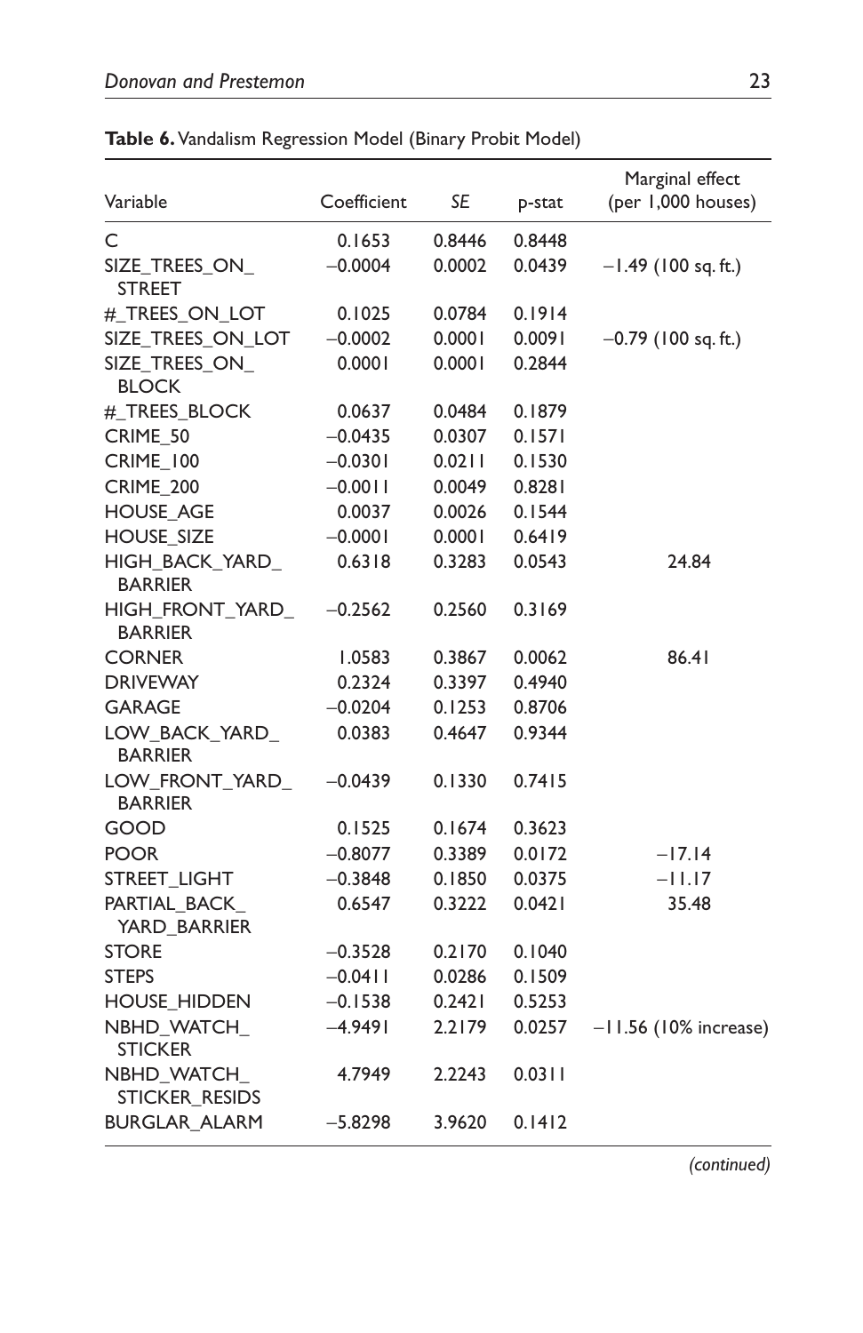**Table 6.** Vandalism Regression Model (Binary Probit Model)

| Variable | Coefficient | SE | p-stat | Marginal effect (per 1,000 houses) |
|---|---|---|---|---|
| C | 0.1653 | 0.8446 | 0.8448 | |
| SIZE_TREES_ON_STREET | −0.0004 | 0.0002 | 0.0439 | −1.49 (100 sq. ft.) |
| #_TREES_ON_LOT | 0.1025 | 0.0784 | 0.1914 | |
| SIZE_TREES_ON_LOT | −0.0002 | 0.0001 | 0.0091 | −0.79 (100 sq. ft.) |
| SIZE_TREES_ON_BLOCK | 0.0001 | 0.0001 | 0.2844 | |
| #_TREES_BLOCK | 0.0637 | 0.0484 | 0.1879 | |
| CRIME_50 | −0.0435 | 0.0307 | 0.1571 | |
| CRIME_100 | −0.0301 | 0.0211 | 0.1530 | |
| CRIME_200 | −0.0011 | 0.0049 | 0.8281 | |
| HOUSE_AGE | 0.0037 | 0.0026 | 0.1544 | |
| HOUSE_SIZE | −0.0001 | 0.0001 | 0.6419 | |
| HIGH_BACK_YARD_BARRIER | 0.6318 | 0.3283 | 0.0543 | 24.84 |
| HIGH_FRONT_YARD_BARRIER | −0.2562 | 0.2560 | 0.3169 | |
| CORNER | 1.0583 | 0.3867 | 0.0062 | 86.41 |
| DRIVEWAY | 0.2324 | 0.3397 | 0.4940 | |
| GARAGE | −0.0204 | 0.1253 | 0.8706 | |
| LOW_BACK_YARD_BARRIER | 0.0383 | 0.4647 | 0.9344 | |
| LOW_FRONT_YARD_BARRIER | −0.0439 | 0.1330 | 0.7415 | |
| GOOD | 0.1525 | 0.1674 | 0.3623 | |
| POOR | −0.8077 | 0.3389 | 0.0172 | −17.14 |
| STREET_LIGHT | −0.3848 | 0.1850 | 0.0375 | −11.17 |
| PARTIAL_BACK_YARD_BARRIER | 0.6547 | 0.3222 | 0.0421 | 35.48 |
| STORE | −0.3528 | 0.2170 | 0.1040 | |
| STEPS | −0.0411 | 0.0286 | 0.1509 | |
| HOUSE_HIDDEN | −0.1538 | 0.2421 | 0.5253 | |
| NBHD_WATCH_STICKER | −4.9491 | 2.2179 | 0.0257 | −11.56 (10% increase) |
| NBHD_WATCH_STICKER_RESIDS | 4.7949 | 2.2243 | 0.0311 | |
| BURGLAR_ALARM | −5.8298 | 3.9620 | 0.1412 | |

*(continued)*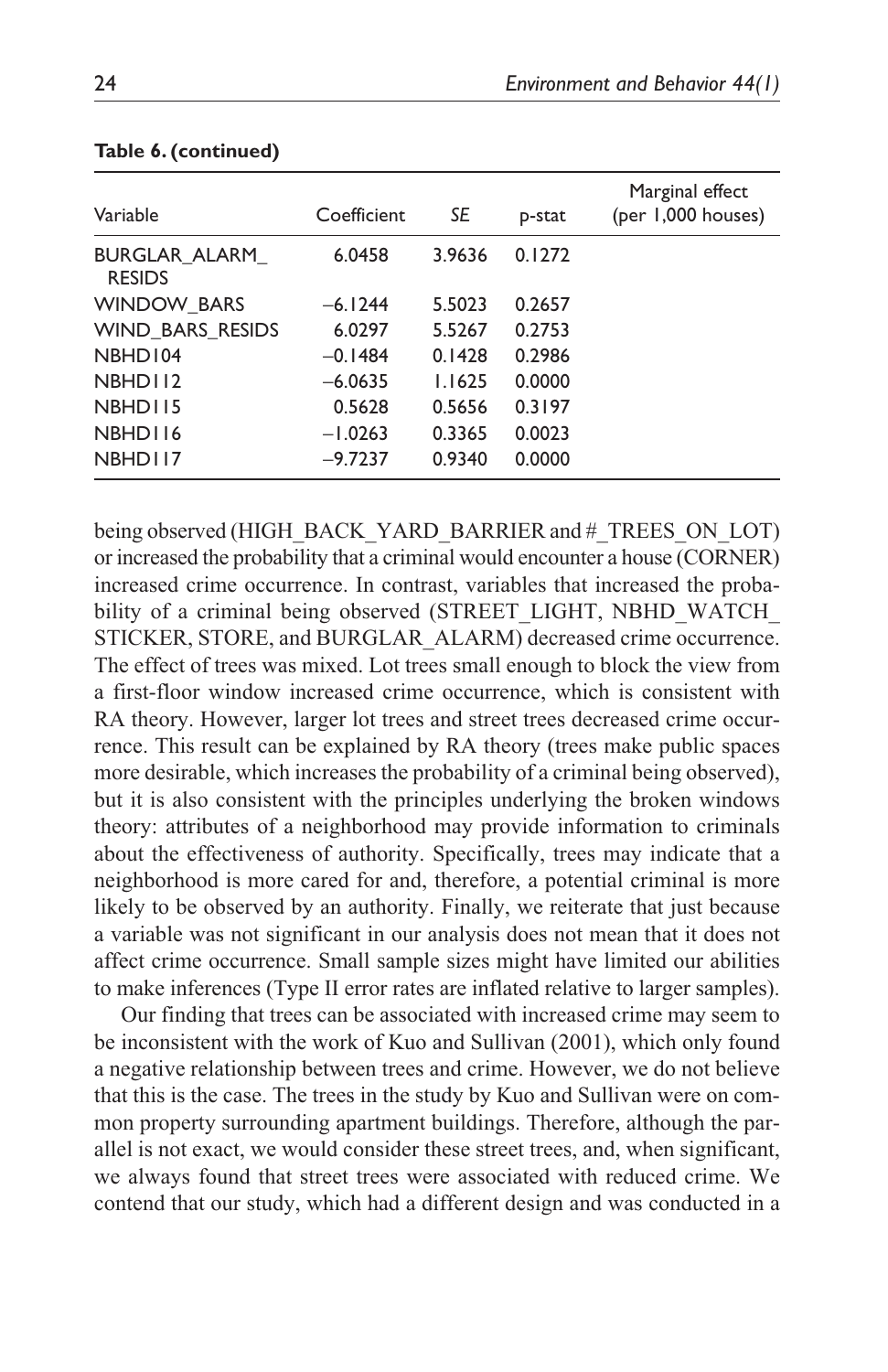**Table 6. (continued)**

| Variable | Coefficient | SE | p-stat | Marginal effect (per 1,000 houses) |
|---|---|---|---|---|
| BURGLAR_ALARM_RESIDS | 6.0458 | 3.9636 | 0.1272 | |
| WINDOW_BARS | −6.1244 | 5.5023 | 0.2657 | |
| WIND_BARS_RESIDS | 6.0297 | 5.5267 | 0.2753 | |
| NBHD104 | −0.1484 | 0.1428 | 0.2986 | |
| NBHD112 | −6.0635 | 1.1625 | 0.0000 | |
| NBHD115 | 0.5628 | 0.5656 | 0.3197 | |
| NBHD116 | −1.0263 | 0.3365 | 0.0023 | |
| NBHD117 | −9.7237 | 0.9340 | 0.0000 | |

being observed (HIGH_BACK_YARD_BARRIER and #_TREES_ON_LOT) or increased the probability that a criminal would encounter a house (CORNER) increased crime occurrence. In contrast, variables that increased the probability of a criminal being observed (STREET_LIGHT, NBHD_WATCH_STICKER, STORE, and BURGLAR_ALARM) decreased crime occurrence. The effect of trees was mixed. Lot trees small enough to block the view from a first-floor window increased crime occurrence, which is consistent with RA theory. However, larger lot trees and street trees decreased crime occurrence. This result can be explained by RA theory (trees make public spaces more desirable, which increases the probability of a criminal being observed), but it is also consistent with the principles underlying the broken windows theory: attributes of a neighborhood may provide information to criminals about the effectiveness of authority. Specifically, trees may indicate that a neighborhood is more cared for and, therefore, a potential criminal is more likely to be observed by an authority. Finally, we reiterate that just because a variable was not significant in our analysis does not mean that it does not affect crime occurrence. Small sample sizes might have limited our abilities to make inferences (Type II error rates are inflated relative to larger samples).

Our finding that trees can be associated with increased crime may seem to be inconsistent with the work of Kuo and Sullivan (2001), which only found a negative relationship between trees and crime. However, we do not believe that this is the case. The trees in the study by Kuo and Sullivan were on common property surrounding apartment buildings. Therefore, although the parallel is not exact, we would consider these street trees, and, when significant, we always found that street trees were associated with reduced crime. We contend that our study, which had a different design and was conducted in a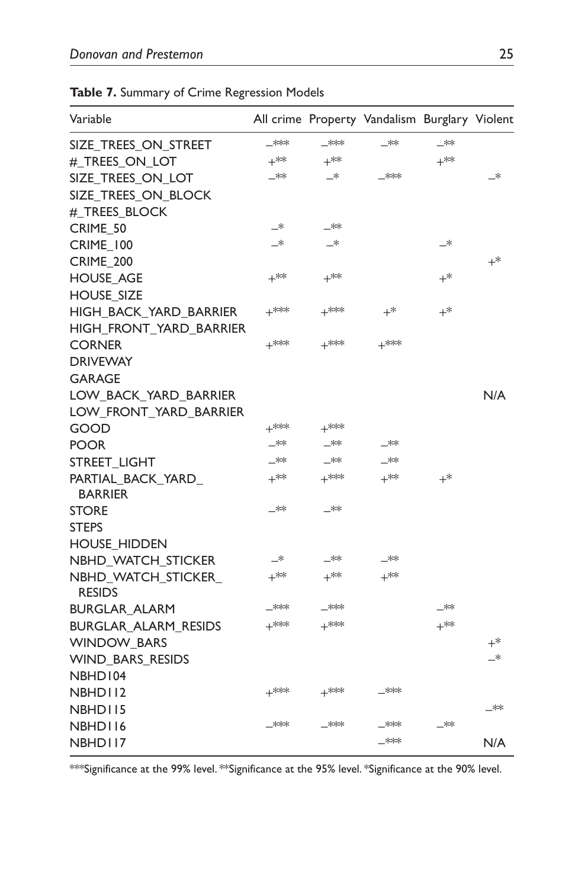**Table 7.** Summary of Crime Regression Models

| Variable | All crime | Property | Vandalism | Burglary | Violent |
|---|---|---|---|---|---|
| SIZE_TREES_ON_STREET | −*** | −*** | −** | −** | |
| #_TREES_ON_LOT | +** | +** | | +** | |
| SIZE_TREES_ON_LOT | −** | −* | −*** | | −* |
| SIZE_TREES_ON_BLOCK | | | | | |
| #_TREES_BLOCK | | | | | |
| CRIME_50 | −* | −** | | | |
| CRIME_100 | −* | −* | | −* | |
| CRIME_200 | | | | | +* |
| HOUSE_AGE | +** | +** | | +* | |
| HOUSE_SIZE | | | | | |
| HIGH_BACK_YARD_BARRIER | +*** | +*** | +* | +* | |
| HIGH_FRONT_YARD_BARRIER | | | | | |
| CORNER | +*** | +*** | +*** | | |
| DRIVEWAY | | | | | |
| GARAGE | | | | | |
| LOW_BACK_YARD_BARRIER | | | | | N/A |
| LOW_FRONT_YARD_BARRIER | | | | | |
| GOOD | +*** | +*** | | | |
| POOR | −** | −** | −** | | |
| STREET_LIGHT | −** | −** | −** | | |
| PARTIAL_BACK_YARD_BARRIER | +** | +*** | +** | +* | |
| STORE | −** | −** | | | |
| STEPS | | | | | |
| HOUSE_HIDDEN | | | | | |
| NBHD_WATCH_STICKER | −* | −** | −** | | |
| NBHD_WATCH_STICKER_RESIDS | +** | +** | +** | | |
| BURGLAR_ALARM | −*** | −*** | | −** | |
| BURGLAR_ALARM_RESIDS | +*** | +*** | | +** | |
| WINDOW_BARS | | | | | +* |
| WIND_BARS_RESIDS | | | | | −* |
| NBHD104 | | | | | |
| NBHD112 | +*** | +*** | −*** | | |
| NBHD115 | | | | | −** |
| NBHD116 | −*** | −*** | −*** | −** | |
| NBHD117 | | | −*** | | N/A |

***Significance at the 99% level. **Significance at the 95% level. *Significance at the 90% level.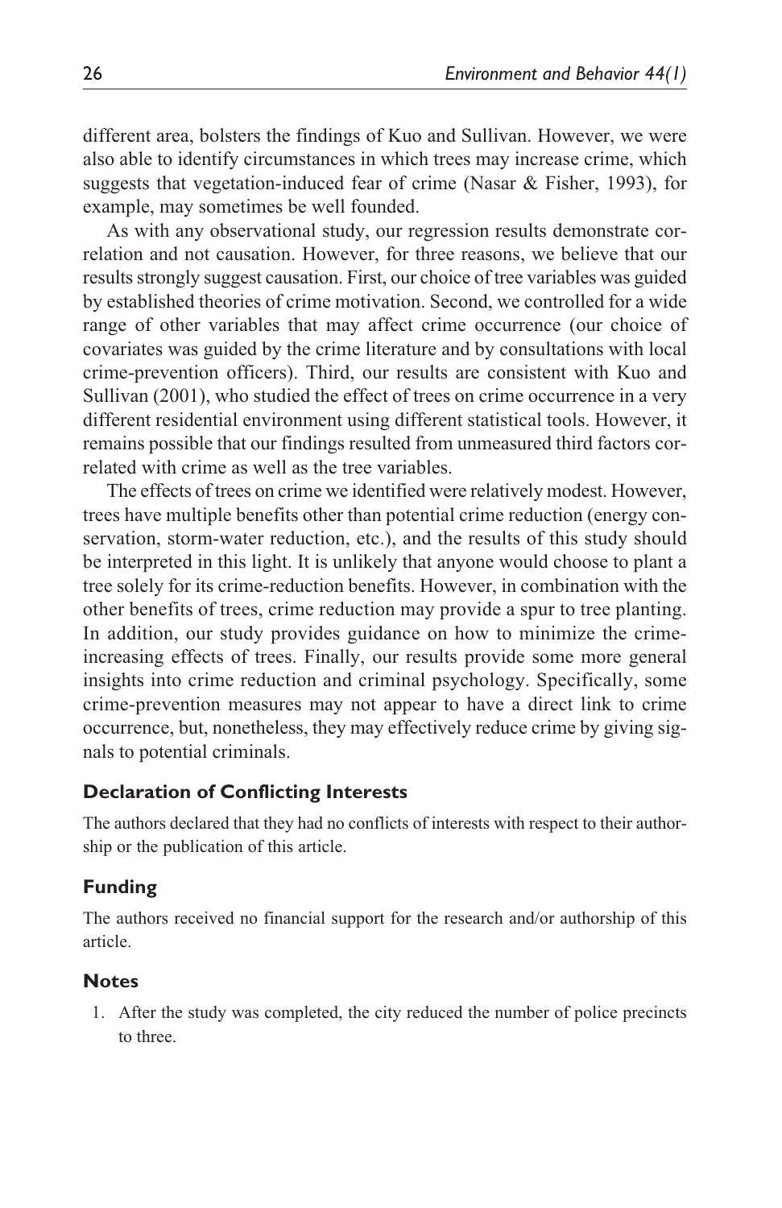different area, bolsters the findings of Kuo and Sullivan. However, we were also able to identify circumstances in which trees may increase crime, which suggests that vegetation-induced fear of crime (Nasar & Fisher, 1993), for example, may sometimes be well founded.

As with any observational study, our regression results demonstrate correlation and not causation. However, for three reasons, we believe that our results strongly suggest causation. First, our choice of tree variables was guided by established theories of crime motivation. Second, we controlled for a wide range of other variables that may affect crime occurrence (our choice of covariates was guided by the crime literature and by consultations with local crime-prevention officers). Third, our results are consistent with Kuo and Sullivan (2001), who studied the effect of trees on crime occurrence in a very different residential environment using different statistical tools. However, it remains possible that our findings resulted from unmeasured third factors correlated with crime as well as the tree variables.

The effects of trees on crime we identified were relatively modest. However, trees have multiple benefits other than potential crime reduction (energy conservation, storm-water reduction, etc.), and the results of this study should be interpreted in this light. It is unlikely that anyone would choose to plant a tree solely for its crime-reduction benefits. However, in combination with the other benefits of trees, crime reduction may provide a spur to tree planting. In addition, our study provides guidance on how to minimize the crime-increasing effects of trees. Finally, our results provide some more general insights into crime reduction and criminal psychology. Specifically, some crime-prevention measures may not appear to have a direct link to crime occurrence, but, nonetheless, they may effectively reduce crime by giving signals to potential criminals.

### Declaration of Conflicting Interests

The authors declared that they had no conflicts of interests with respect to their authorship or the publication of this article.

### Funding

The authors received no financial support for the research and/or authorship of this article.

### Notes

1. After the study was completed, the city reduced the number of police precincts to three.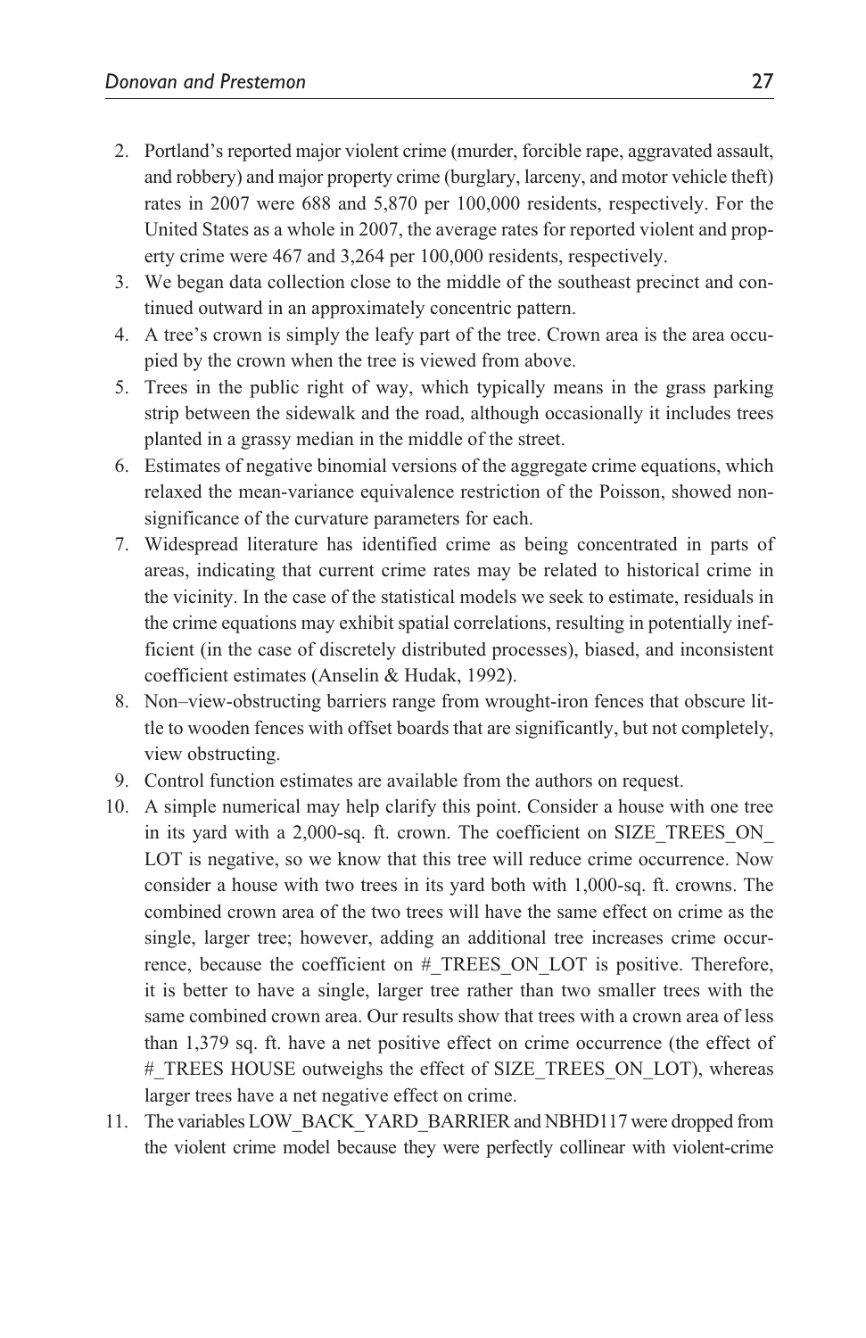2. Portland's reported major violent crime (murder, forcible rape, aggravated assault, and robbery) and major property crime (burglary, larceny, and motor vehicle theft) rates in 2007 were 688 and 5,870 per 100,000 residents, respectively. For the United States as a whole in 2007, the average rates for reported violent and property crime were 467 and 3,264 per 100,000 residents, respectively.
3. We began data collection close to the middle of the southeast precinct and continued outward in an approximately concentric pattern.
4. A tree's crown is simply the leafy part of the tree. Crown area is the area occupied by the crown when the tree is viewed from above.
5. Trees in the public right of way, which typically means in the grass parking strip between the sidewalk and the road, although occasionally it includes trees planted in a grassy median in the middle of the street.
6. Estimates of negative binomial versions of the aggregate crime equations, which relaxed the mean-variance equivalence restriction of the Poisson, showed nonsignificance of the curvature parameters for each.
7. Widespread literature has identified crime as being concentrated in parts of areas, indicating that current crime rates may be related to historical crime in the vicinity. In the case of the statistical models we seek to estimate, residuals in the crime equations may exhibit spatial correlations, resulting in potentially inefficient (in the case of discretely distributed processes), biased, and inconsistent coefficient estimates (Anselin & Hudak, 1992).
8. Non–view-obstructing barriers range from wrought-iron fences that obscure little to wooden fences with offset boards that are significantly, but not completely, view obstructing.
9. Control function estimates are available from the authors on request.
10. A simple numerical may help clarify this point. Consider a house with one tree in its yard with a 2,000-sq. ft. crown. The coefficient on SIZE_TREES_ON_LOT is negative, so we know that this tree will reduce crime occurrence. Now consider a house with two trees in its yard both with 1,000-sq. ft. crowns. The combined crown area of the two trees will have the same effect on crime as the single, larger tree; however, adding an additional tree increases crime occurrence, because the coefficient on #_TREES_ON_LOT is positive. Therefore, it is better to have a single, larger tree rather than two smaller trees with the same combined crown area. Our results show that trees with a crown area of less than 1,379 sq. ft. have a net positive effect on crime occurrence (the effect of #_TREES HOUSE outweighs the effect of SIZE_TREES_ON_LOT), whereas larger trees have a net negative effect on crime.
11. The variables LOW_BACK_YARD_BARRIER and NBHD117 were dropped from the violent crime model because they were perfectly collinear with violent-crime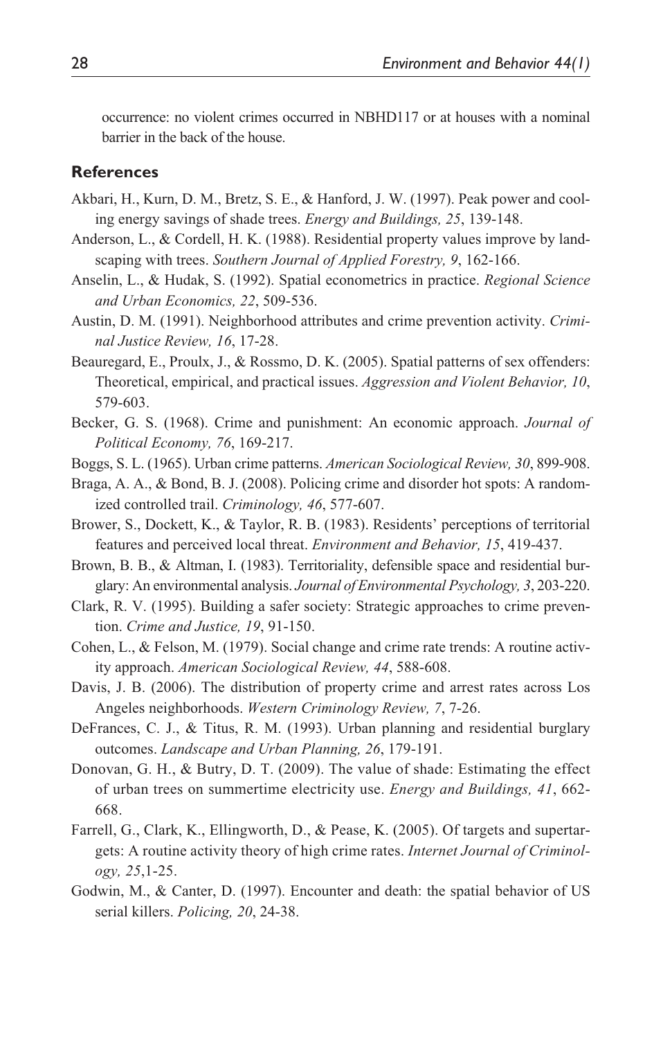occurrence: no violent crimes occurred in NBHD117 or at houses with a nominal barrier in the back of the house.

## References

Akbari, H., Kurn, D. M., Bretz, S. E., & Hanford, J. W. (1997). Peak power and cooling energy savings of shade trees. *Energy and Buildings, 25*, 139-148.

Anderson, L., & Cordell, H. K. (1988). Residential property values improve by landscaping with trees. *Southern Journal of Applied Forestry, 9*, 162-166.

Anselin, L., & Hudak, S. (1992). Spatial econometrics in practice. *Regional Science and Urban Economics, 22*, 509-536.

Austin, D. M. (1991). Neighborhood attributes and crime prevention activity. *Criminal Justice Review, 16*, 17-28.

Beauregard, E., Proulx, J., & Rossmo, D. K. (2005). Spatial patterns of sex offenders: Theoretical, empirical, and practical issues. *Aggression and Violent Behavior, 10*, 579-603.

Becker, G. S. (1968). Crime and punishment: An economic approach. *Journal of Political Economy, 76*, 169-217.

Boggs, S. L. (1965). Urban crime patterns. *American Sociological Review, 30*, 899-908.

Braga, A. A., & Bond, B. J. (2008). Policing crime and disorder hot spots: A randomized controlled trail. *Criminology, 46*, 577-607.

Brower, S., Dockett, K., & Taylor, R. B. (1983). Residents' perceptions of territorial features and perceived local threat. *Environment and Behavior, 15*, 419-437.

Brown, B. B., & Altman, I. (1983). Territoriality, defensible space and residential burglary: An environmental analysis. *Journal of Environmental Psychology, 3*, 203-220.

Clark, R. V. (1995). Building a safer society: Strategic approaches to crime prevention. *Crime and Justice, 19*, 91-150.

Cohen, L., & Felson, M. (1979). Social change and crime rate trends: A routine activity approach. *American Sociological Review, 44*, 588-608.

Davis, J. B. (2006). The distribution of property crime and arrest rates across Los Angeles neighborhoods. *Western Criminology Review, 7*, 7-26.

DeFrances, C. J., & Titus, R. M. (1993). Urban planning and residential burglary outcomes. *Landscape and Urban Planning, 26*, 179-191.

Donovan, G. H., & Butry, D. T. (2009). The value of shade: Estimating the effect of urban trees on summertime electricity use. *Energy and Buildings, 41*, 662-668.

Farrell, G., Clark, K., Ellingworth, D., & Pease, K. (2005). Of targets and supertargets: A routine activity theory of high crime rates. *Internet Journal of Criminology, 25*,1-25.

Godwin, M., & Canter, D. (1997). Encounter and death: the spatial behavior of US serial killers. *Policing, 20*, 24-38.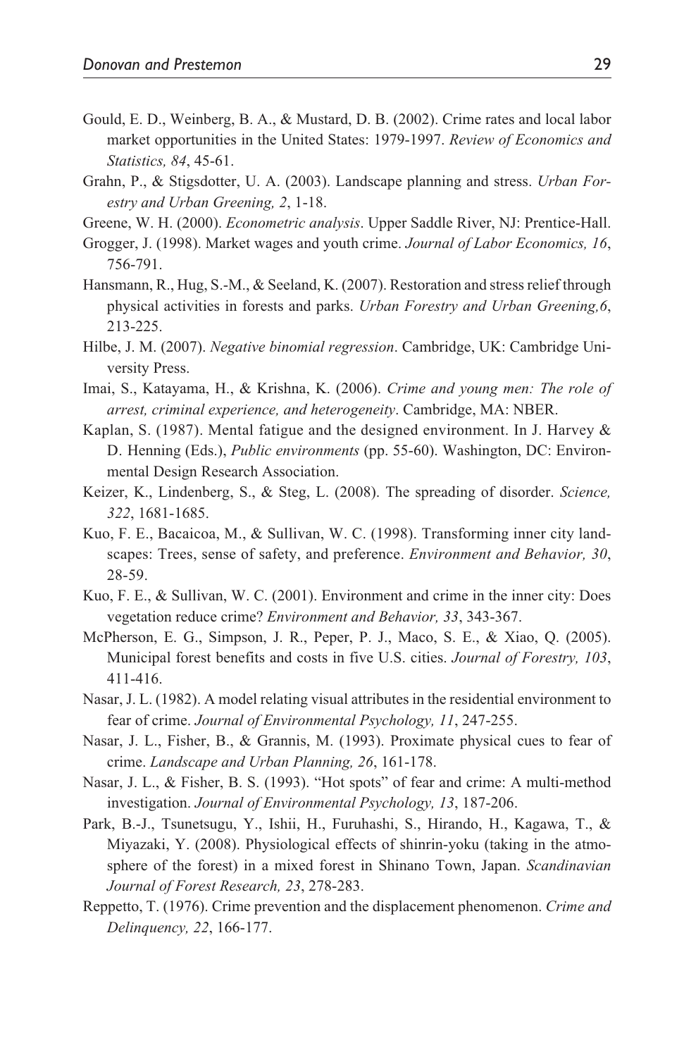Gould, E. D., Weinberg, B. A., & Mustard, D. B. (2002). Crime rates and local labor market opportunities in the United States: 1979-1997. *Review of Economics and Statistics, 84*, 45-61.

Grahn, P., & Stigsdotter, U. A. (2003). Landscape planning and stress. *Urban Forestry and Urban Greening, 2*, 1-18.

Greene, W. H. (2000). *Econometric analysis*. Upper Saddle River, NJ: Prentice-Hall.

Grogger, J. (1998). Market wages and youth crime. *Journal of Labor Economics, 16*, 756-791.

Hansmann, R., Hug, S.-M., & Seeland, K. (2007). Restoration and stress relief through physical activities in forests and parks. *Urban Forestry and Urban Greening,6*, 213-225.

Hilbe, J. M. (2007). *Negative binomial regression*. Cambridge, UK: Cambridge University Press.

Imai, S., Katayama, H., & Krishna, K. (2006). *Crime and young men: The role of arrest, criminal experience, and heterogeneity*. Cambridge, MA: NBER.

Kaplan, S. (1987). Mental fatigue and the designed environment. In J. Harvey & D. Henning (Eds.), *Public environments* (pp. 55-60). Washington, DC: Environmental Design Research Association.

Keizer, K., Lindenberg, S., & Steg, L. (2008). The spreading of disorder. *Science, 322*, 1681-1685.

Kuo, F. E., Bacaicoa, M., & Sullivan, W. C. (1998). Transforming inner city landscapes: Trees, sense of safety, and preference. *Environment and Behavior, 30*, 28-59.

Kuo, F. E., & Sullivan, W. C. (2001). Environment and crime in the inner city: Does vegetation reduce crime? *Environment and Behavior, 33*, 343-367.

McPherson, E. G., Simpson, J. R., Peper, P. J., Maco, S. E., & Xiao, Q. (2005). Municipal forest benefits and costs in five U.S. cities. *Journal of Forestry, 103*, 411-416.

Nasar, J. L. (1982). A model relating visual attributes in the residential environment to fear of crime. *Journal of Environmental Psychology, 11*, 247-255.

Nasar, J. L., Fisher, B., & Grannis, M. (1993). Proximate physical cues to fear of crime. *Landscape and Urban Planning, 26*, 161-178.

Nasar, J. L., & Fisher, B. S. (1993). "Hot spots" of fear and crime: A multi-method investigation. *Journal of Environmental Psychology, 13*, 187-206.

Park, B.-J., Tsunetsugu, Y., Ishii, H., Furuhashi, S., Hirando, H., Kagawa, T., & Miyazaki, Y. (2008). Physiological effects of shinrin-yoku (taking in the atmosphere of the forest) in a mixed forest in Shinano Town, Japan. *Scandinavian Journal of Forest Research, 23*, 278-283.

Reppetto, T. (1976). Crime prevention and the displacement phenomenon. *Crime and Delinquency, 22*, 166-177.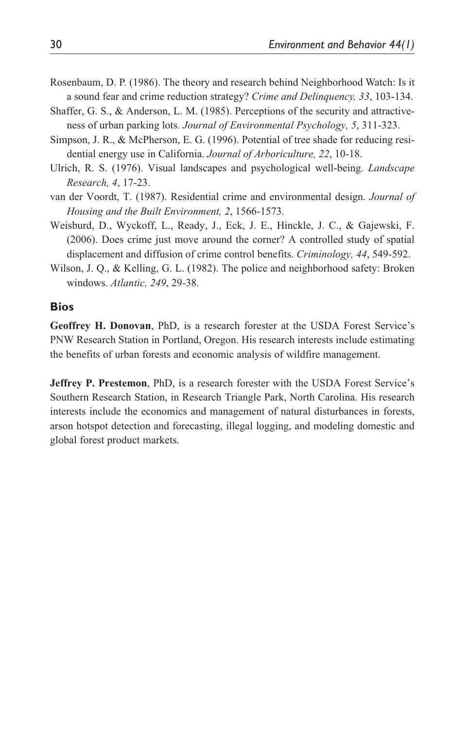Rosenbaum, D. P. (1986). The theory and research behind Neighborhood Watch: Is it a sound fear and crime reduction strategy? *Crime and Delinquency, 33*, 103-134.

Shaffer, G. S., & Anderson, L. M. (1985). Perceptions of the security and attractiveness of urban parking lots. *Journal of Environmental Psychology, 5*, 311-323.

Simpson, J. R., & McPherson, E. G. (1996). Potential of tree shade for reducing residential energy use in California. *Journal of Arboriculture, 22*, 10-18.

Ulrich, R. S. (1976). Visual landscapes and psychological well-being. *Landscape Research, 4*, 17-23.

van der Voordt, T. (1987). Residential crime and environmental design. *Journal of Housing and the Built Environment, 2*, 1566-1573.

Weisburd, D., Wyckoff, L., Ready, J., Eck, J. E., Hinckle, J. C., & Gajewski, F. (2006). Does crime just move around the corner? A controlled study of spatial displacement and diffusion of crime control benefits. *Criminology, 44*, 549-592.

Wilson, J. Q., & Kelling, G. L. (1982). The police and neighborhood safety: Broken windows. *Atlantic, 249*, 29-38.

## Bios

**Geoffrey H. Donovan**, PhD, is a research forester at the USDA Forest Service's PNW Research Station in Portland, Oregon. His research interests include estimating the benefits of urban forests and economic analysis of wildfire management.

**Jeffrey P. Prestemon**, PhD, is a research forester with the USDA Forest Service's Southern Research Station, in Research Triangle Park, North Carolina. His research interests include the economics and management of natural disturbances in forests, arson hotspot detection and forecasting, illegal logging, and modeling domestic and global forest product markets.